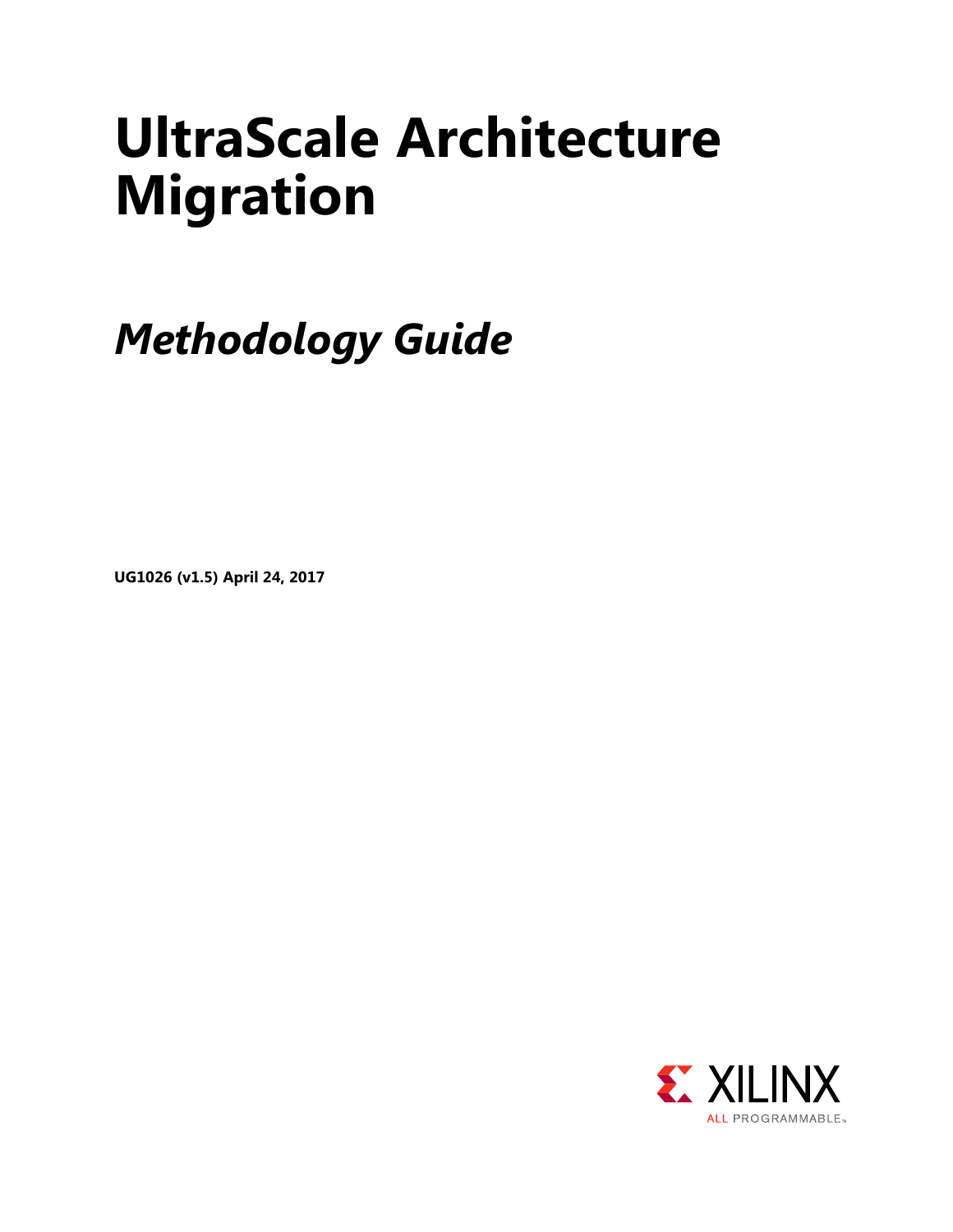# UltraScale Architecture Migration

## *Methodology Guide*

**UG1026 (v1.5) April 24, 2017**

XILINX
ALL PROGRAMMABLE.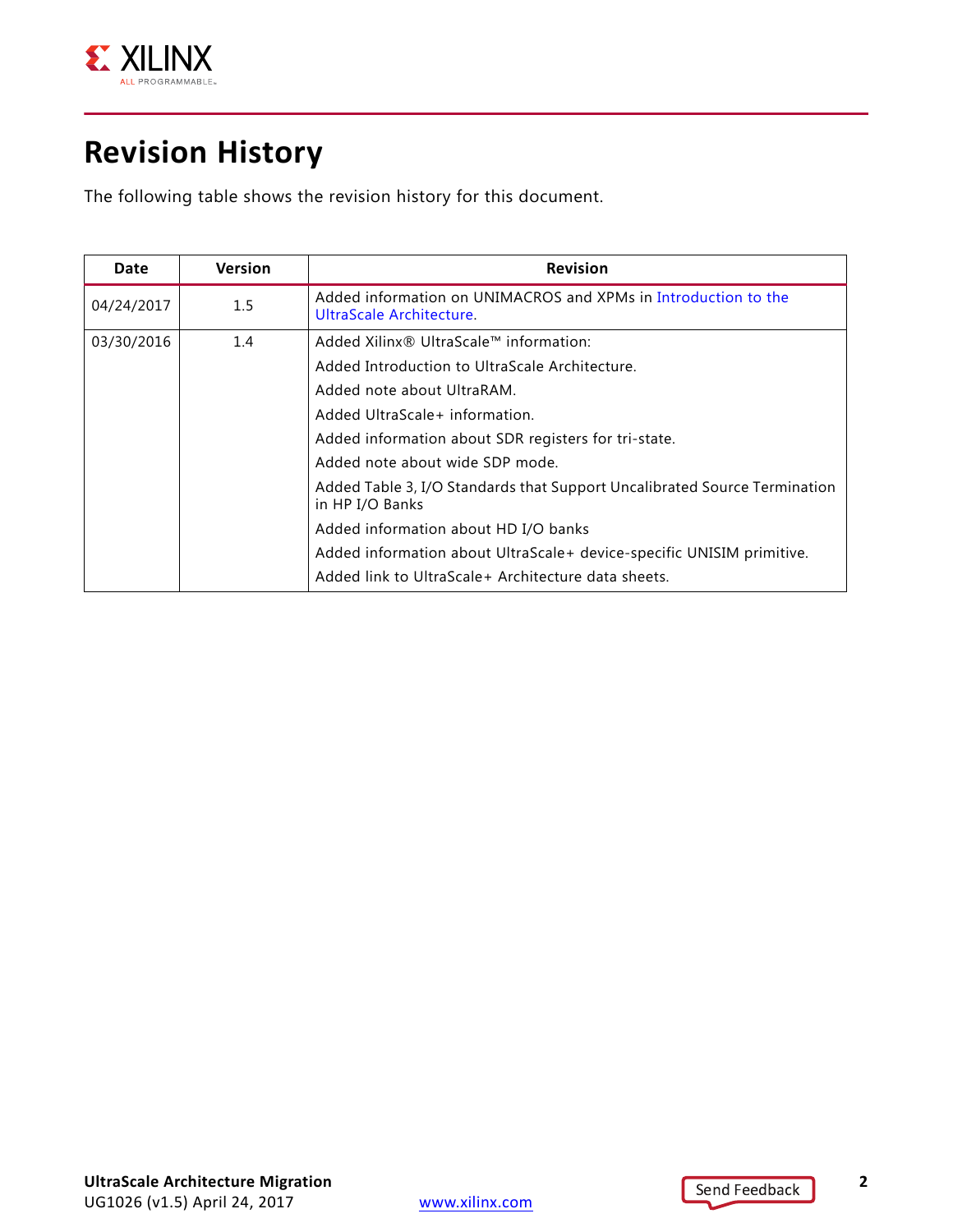# Revision History

The following table shows the revision history for this document.

| Date | Version | Revision |
|---|---|---|
| 04/24/2017 | 1.5 | Added information on UNIMACROS and XPMs in Introduction to the UltraScale Architecture. |
| 03/30/2016 | 1.4 | Added Xilinx® UltraScale™ information:<br>Added Introduction to UltraScale Architecture.<br>Added note about UltraRAM.<br>Added UltraScale+ information.<br>Added information about SDR registers for tri-state.<br>Added note about wide SDP mode.<br>Added Table 3, I/O Standards that Support Uncalibrated Source Termination in HP I/O Banks<br>Added information about HD I/O banks<br>Added information about UltraScale+ device-specific UNISIM primitive.<br>Added link to UltraScale+ Architecture data sheets. |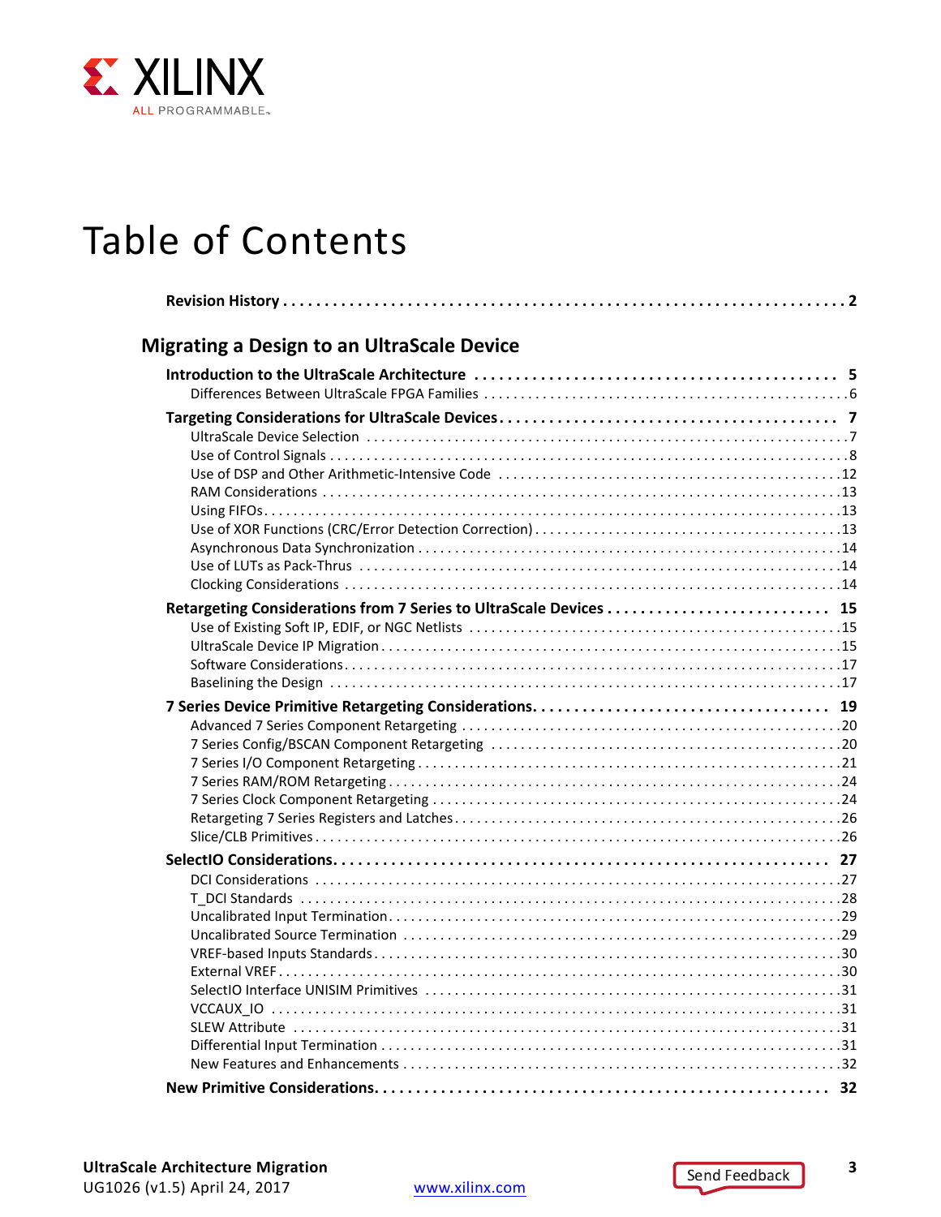# Table of Contents

**Revision History . . . . . . . . . . . . . . . . . . . . . . . . . . . . . . . . . . . . . . . . . . . . . . . . . . . . . . . . . . . . 2**

## Migrating a Design to an UltraScale Device

**Introduction to the UltraScale Architecture . . . . . . . . . . . . . . . . . . . . . . . . . . . . . . . . . . . . . . . . . . 5**

- Differences Between UltraScale FPGA Families . . . . . . . . . . . . . . . . . . . . . . . . . . . . . . . . . . . . . . . . 6

**Targeting Considerations for UltraScale Devices. . . . . . . . . . . . . . . . . . . . . . . . . . . . . . . . . . . . . . 7**

- UltraScale Device Selection . . . . . . . . . . . . . . . . . . . . . . . . . . . . . . . . . . . . . . . . . . . . . . . . . . . . . . . 7
- Use of Control Signals . . . . . . . . . . . . . . . . . . . . . . . . . . . . . . . . . . . . . . . . . . . . . . . . . . . . . . . . . . . 8
- Use of DSP and Other Arithmetic-Intensive Code . . . . . . . . . . . . . . . . . . . . . . . . . . . . . . . . . . . . . . 12
- RAM Considerations . . . . . . . . . . . . . . . . . . . . . . . . . . . . . . . . . . . . . . . . . . . . . . . . . . . . . . . . . . . . 13
- Using FIFOs. . . . . . . . . . . . . . . . . . . . . . . . . . . . . . . . . . . . . . . . . . . . . . . . . . . . . . . . . . . . . . . . . . 13
- Use of XOR Functions (CRC/Error Detection Correction) . . . . . . . . . . . . . . . . . . . . . . . . . . . . . . . . 13
- Asynchronous Data Synchronization . . . . . . . . . . . . . . . . . . . . . . . . . . . . . . . . . . . . . . . . . . . . . . . . 14
- Use of LUTs as Pack-Thrus . . . . . . . . . . . . . . . . . . . . . . . . . . . . . . . . . . . . . . . . . . . . . . . . . . . . . . . 14
- Clocking Considerations . . . . . . . . . . . . . . . . . . . . . . . . . . . . . . . . . . . . . . . . . . . . . . . . . . . . . . . . . 14

**Retargeting Considerations from 7 Series to UltraScale Devices . . . . . . . . . . . . . . . . . . . . . . . . . . 15**

- Use of Existing Soft IP, EDIF, or NGC Netlists . . . . . . . . . . . . . . . . . . . . . . . . . . . . . . . . . . . . . . . . 15
- UltraScale Device IP Migration . . . . . . . . . . . . . . . . . . . . . . . . . . . . . . . . . . . . . . . . . . . . . . . . . . . . 15
- Software Considerations. . . . . . . . . . . . . . . . . . . . . . . . . . . . . . . . . . . . . . . . . . . . . . . . . . . . . . . . . 17
- Baselining the Design . . . . . . . . . . . . . . . . . . . . . . . . . . . . . . . . . . . . . . . . . . . . . . . . . . . . . . . . . . . 17

**7 Series Device Primitive Retargeting Considerations. . . . . . . . . . . . . . . . . . . . . . . . . . . . . . . . . . 19**

- Advanced 7 Series Component Retargeting . . . . . . . . . . . . . . . . . . . . . . . . . . . . . . . . . . . . . . . . . . 20
- 7 Series Config/BSCAN Component Retargeting . . . . . . . . . . . . . . . . . . . . . . . . . . . . . . . . . . . . . . 20
- 7 Series I/O Component Retargeting . . . . . . . . . . . . . . . . . . . . . . . . . . . . . . . . . . . . . . . . . . . . . . . 21
- 7 Series RAM/ROM Retargeting . . . . . . . . . . . . . . . . . . . . . . . . . . . . . . . . . . . . . . . . . . . . . . . . . . . 24
- 7 Series Clock Component Retargeting . . . . . . . . . . . . . . . . . . . . . . . . . . . . . . . . . . . . . . . . . . . . . 24
- Retargeting 7 Series Registers and Latches . . . . . . . . . . . . . . . . . . . . . . . . . . . . . . . . . . . . . . . . . . 26
- Slice/CLB Primitives . . . . . . . . . . . . . . . . . . . . . . . . . . . . . . . . . . . . . . . . . . . . . . . . . . . . . . . . . . . . 26

**SelectIO Considerations. . . . . . . . . . . . . . . . . . . . . . . . . . . . . . . . . . . . . . . . . . . . . . . . . . . . . . . . 27**

- DCI Considerations . . . . . . . . . . . . . . . . . . . . . . . . . . . . . . . . . . . . . . . . . . . . . . . . . . . . . . . . . . . . 27
- T_DCI Standards . . . . . . . . . . . . . . . . . . . . . . . . . . . . . . . . . . . . . . . . . . . . . . . . . . . . . . . . . . . . . . 28
- Uncalibrated Input Termination. . . . . . . . . . . . . . . . . . . . . . . . . . . . . . . . . . . . . . . . . . . . . . . . . . . 29
- Uncalibrated Source Termination . . . . . . . . . . . . . . . . . . . . . . . . . . . . . . . . . . . . . . . . . . . . . . . . . 29
- VREF-based Inputs Standards . . . . . . . . . . . . . . . . . . . . . . . . . . . . . . . . . . . . . . . . . . . . . . . . . . . . 30
- External VREF . . . . . . . . . . . . . . . . . . . . . . . . . . . . . . . . . . . . . . . . . . . . . . . . . . . . . . . . . . . . . . . . 30
- SelectIO Interface UNISIM Primitives . . . . . . . . . . . . . . . . . . . . . . . . . . . . . . . . . . . . . . . . . . . . . . 31
- VCCAUX_IO . . . . . . . . . . . . . . . . . . . . . . . . . . . . . . . . . . . . . . . . . . . . . . . . . . . . . . . . . . . . . . . . . 31
- SLEW Attribute . . . . . . . . . . . . . . . . . . . . . . . . . . . . . . . . . . . . . . . . . . . . . . . . . . . . . . . . . . . . . . . 31
- Differential Input Termination . . . . . . . . . . . . . . . . . . . . . . . . . . . . . . . . . . . . . . . . . . . . . . . . . . . 31
- New Features and Enhancements . . . . . . . . . . . . . . . . . . . . . . . . . . . . . . . . . . . . . . . . . . . . . . . . . 32

**New Primitive Considerations. . . . . . . . . . . . . . . . . . . . . . . . . . . . . . . . . . . . . . . . . . . . . . . . . . . . 32**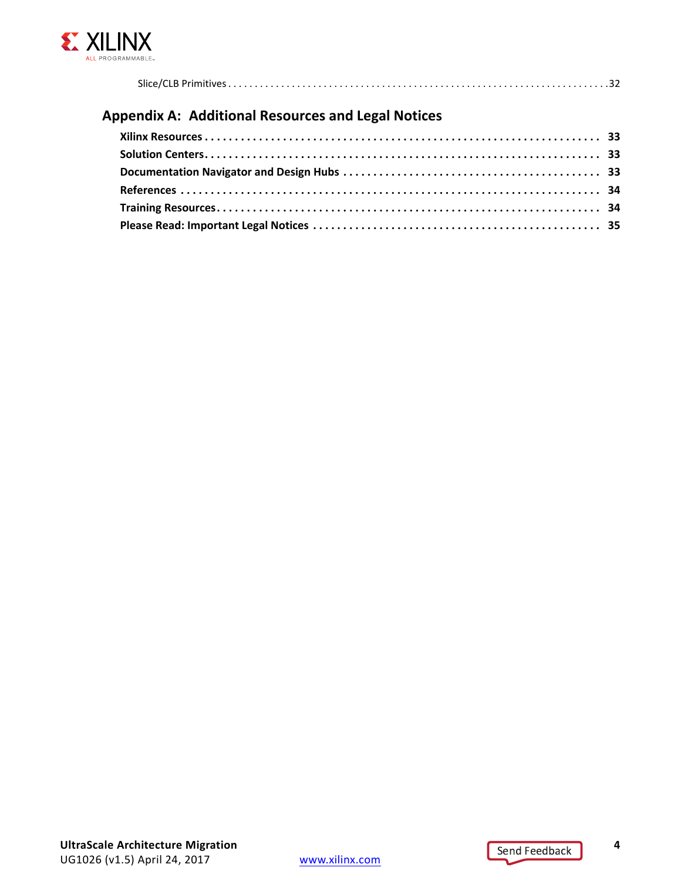Slice/CLB Primitives . . . . . . . . . . . . . . . . . . . . . . . . . . . . . . . . . . . . . . . . . . . . . . . . . . . . . . . . . . . . . . . . . . . 32

## Appendix A: Additional Resources and Legal Notices

**Xilinx Resources . . . . . . . . . . . . . . . . . . . . . . . . . . . . . . . . . . . . . . . . . . . . . . . . . . . . . . . . . . . . . . . . . 33**

**Solution Centers. . . . . . . . . . . . . . . . . . . . . . . . . . . . . . . . . . . . . . . . . . . . . . . . . . . . . . . . . . . . . . . . . 33**

**Documentation Navigator and Design Hubs . . . . . . . . . . . . . . . . . . . . . . . . . . . . . . . . . . . . . . . . . . 33**

**References . . . . . . . . . . . . . . . . . . . . . . . . . . . . . . . . . . . . . . . . . . . . . . . . . . . . . . . . . . . . . . . . . . . . 34**

**Training Resources. . . . . . . . . . . . . . . . . . . . . . . . . . . . . . . . . . . . . . . . . . . . . . . . . . . . . . . . . . . . . . . 34**

**Please Read: Important Legal Notices . . . . . . . . . . . . . . . . . . . . . . . . . . . . . . . . . . . . . . . . . . . . . . . 35**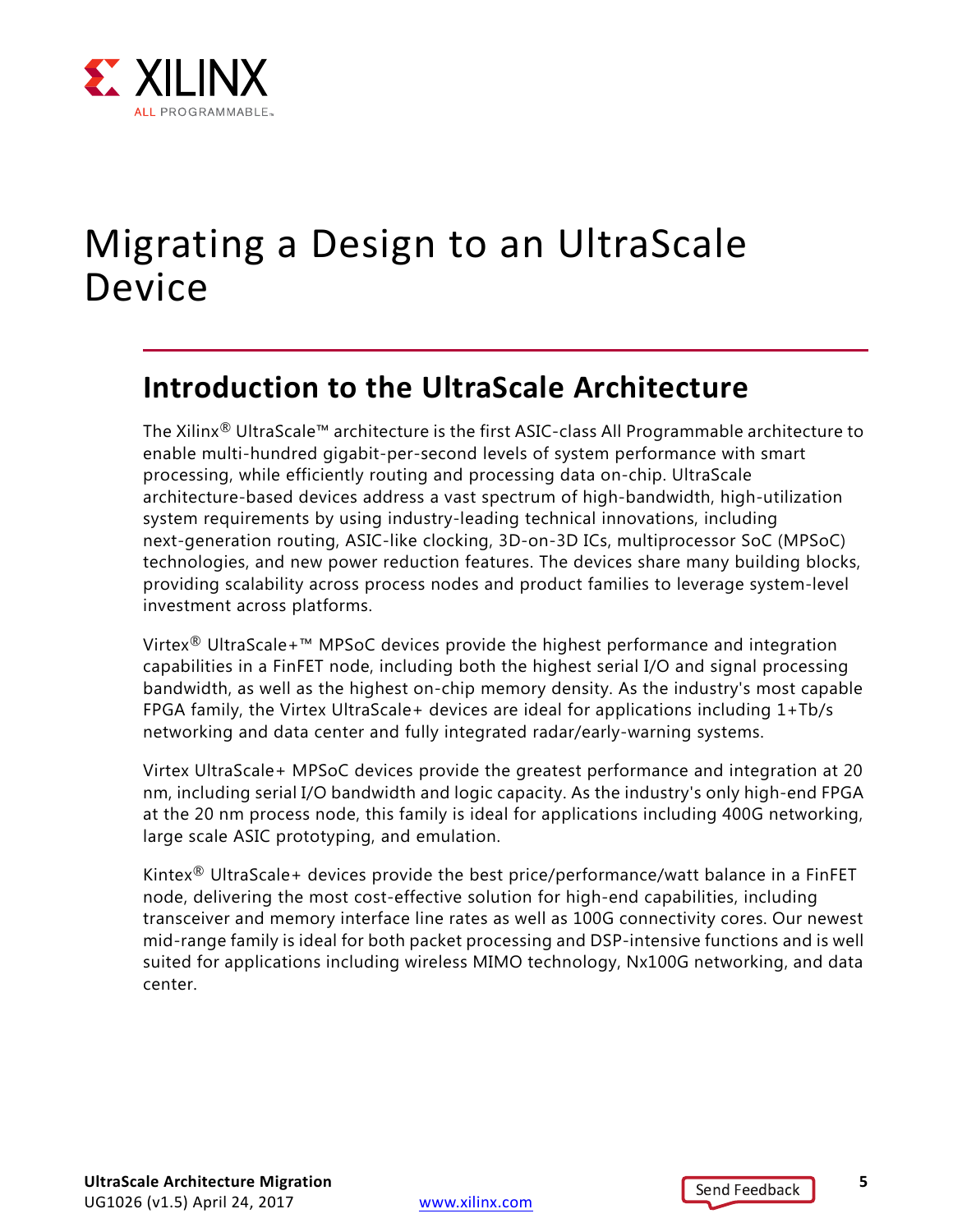# Migrating a Design to an UltraScale Device

## Introduction to the UltraScale Architecture

The Xilinx® UltraScale™ architecture is the first ASIC-class All Programmable architecture to enable multi-hundred gigabit-per-second levels of system performance with smart processing, while efficiently routing and processing data on-chip. UltraScale architecture-based devices address a vast spectrum of high-bandwidth, high-utilization system requirements by using industry-leading technical innovations, including next-generation routing, ASIC-like clocking, 3D-on-3D ICs, multiprocessor SoC (MPSoC) technologies, and new power reduction features. The devices share many building blocks, providing scalability across process nodes and product families to leverage system-level investment across platforms.

Virtex® UltraScale+™ MPSoC devices provide the highest performance and integration capabilities in a FinFET node, including both the highest serial I/O and signal processing bandwidth, as well as the highest on-chip memory density. As the industry's most capable FPGA family, the Virtex UltraScale+ devices are ideal for applications including 1+Tb/s networking and data center and fully integrated radar/early-warning systems.

Virtex UltraScale+ MPSoC devices provide the greatest performance and integration at 20 nm, including serial I/O bandwidth and logic capacity. As the industry's only high-end FPGA at the 20 nm process node, this family is ideal for applications including 400G networking, large scale ASIC prototyping, and emulation.

Kintex® UltraScale+ devices provide the best price/performance/watt balance in a FinFET node, delivering the most cost-effective solution for high-end capabilities, including transceiver and memory interface line rates as well as 100G connectivity cores. Our newest mid-range family is ideal for both packet processing and DSP-intensive functions and is well suited for applications including wireless MIMO technology, Nx100G networking, and data center.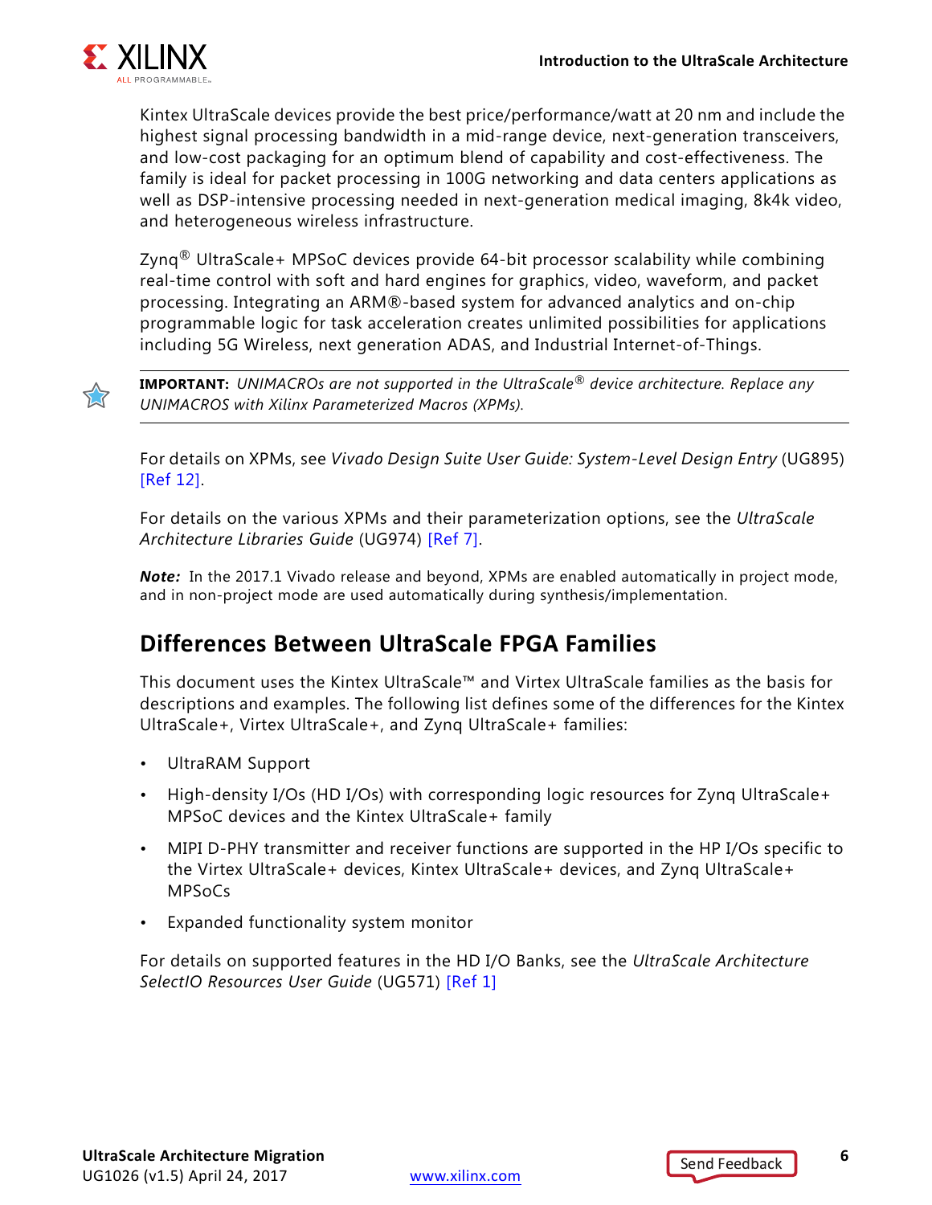Kintex UltraScale devices provide the best price/performance/watt at 20 nm and include the highest signal processing bandwidth in a mid-range device, next-generation transceivers, and low-cost packaging for an optimum blend of capability and cost-effectiveness. The family is ideal for packet processing in 100G networking and data centers applications as well as DSP-intensive processing needed in next-generation medical imaging, 8k4k video, and heterogeneous wireless infrastructure.

Zynq® UltraScale+ MPSoC devices provide 64-bit processor scalability while combining real-time control with soft and hard engines for graphics, video, waveform, and packet processing. Integrating an ARM®-based system for advanced analytics and on-chip programmable logic for task acceleration creates unlimited possibilities for applications including 5G Wireless, next generation ADAS, and Industrial Internet-of-Things.

---

**IMPORTANT:** *UNIMACROs are not supported in the UltraScale® device architecture. Replace any UNIMACROS with Xilinx Parameterized Macros (XPMs).*

---

For details on XPMs, see *Vivado Design Suite User Guide: System-Level Design Entry* (UG895) [Ref 12].

For details on the various XPMs and their parameterization options, see the *UltraScale Architecture Libraries Guide* (UG974) [Ref 7].

***Note:*** In the 2017.1 Vivado release and beyond, XPMs are enabled automatically in project mode, and in non-project mode are used automatically during synthesis/implementation.

## Differences Between UltraScale FPGA Families

This document uses the Kintex UltraScale™ and Virtex UltraScale families as the basis for descriptions and examples. The following list defines some of the differences for the Kintex UltraScale+, Virtex UltraScale+, and Zynq UltraScale+ families:

- UltraRAM Support
- High-density I/Os (HD I/Os) with corresponding logic resources for Zynq UltraScale+ MPSoC devices and the Kintex UltraScale+ family
- MIPI D-PHY transmitter and receiver functions are supported in the HP I/Os specific to the Virtex UltraScale+ devices, Kintex UltraScale+ devices, and Zynq UltraScale+ MPSoCs
- Expanded functionality system monitor

For details on supported features in the HD I/O Banks, see the *UltraScale Architecture SelectIO Resources User Guide* (UG571) [Ref 1]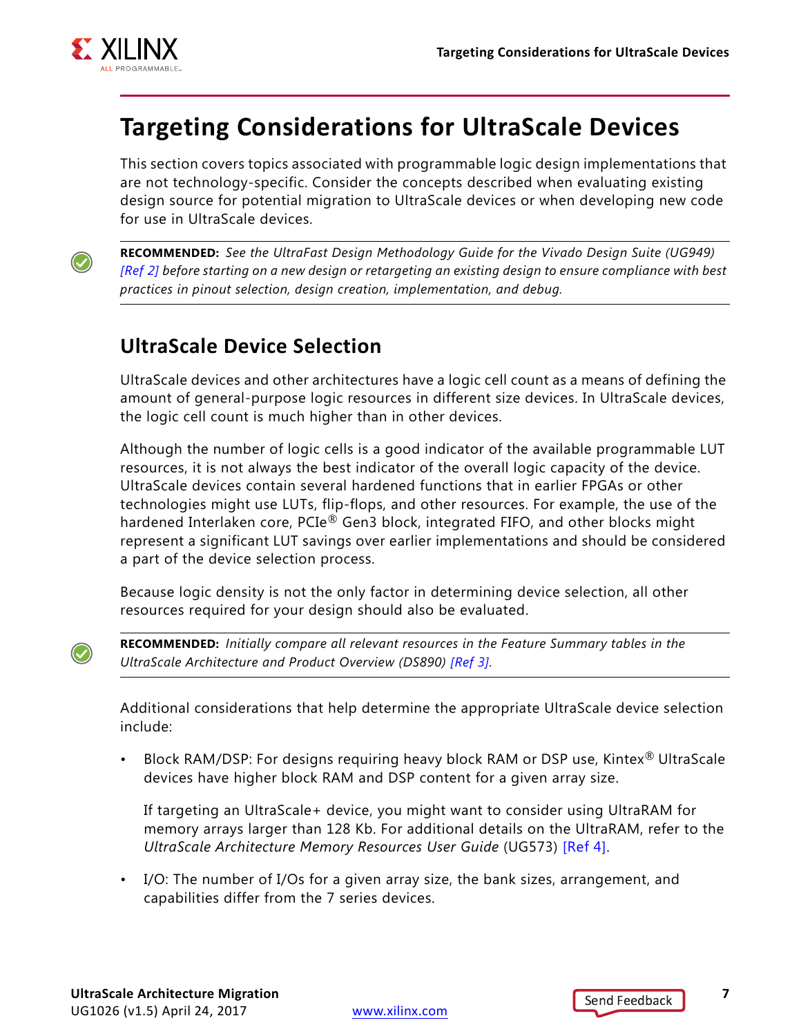# Targeting Considerations for UltraScale Devices

This section covers topics associated with programmable logic design implementations that are not technology-specific. Consider the concepts described when evaluating existing design source for potential migration to UltraScale devices or when developing new code for use in UltraScale devices.

**RECOMMENDED:** *See the UltraFast Design Methodology Guide for the Vivado Design Suite (UG949) [Ref 2] before starting on a new design or retargeting an existing design to ensure compliance with best practices in pinout selection, design creation, implementation, and debug.*

## UltraScale Device Selection

UltraScale devices and other architectures have a logic cell count as a means of defining the amount of general-purpose logic resources in different size devices. In UltraScale devices, the logic cell count is much higher than in other devices.

Although the number of logic cells is a good indicator of the available programmable LUT resources, it is not always the best indicator of the overall logic capacity of the device. UltraScale devices contain several hardened functions that in earlier FPGAs or other technologies might use LUTs, flip-flops, and other resources. For example, the use of the hardened Interlaken core, PCIe® Gen3 block, integrated FIFO, and other blocks might represent a significant LUT savings over earlier implementations and should be considered a part of the device selection process.

Because logic density is not the only factor in determining device selection, all other resources required for your design should also be evaluated.

**RECOMMENDED:** *Initially compare all relevant resources in the Feature Summary tables in the UltraScale Architecture and Product Overview (DS890) [Ref 3].*

Additional considerations that help determine the appropriate UltraScale device selection include:

- Block RAM/DSP: For designs requiring heavy block RAM or DSP use, Kintex® UltraScale devices have higher block RAM and DSP content for a given array size.

  If targeting an UltraScale+ device, you might want to consider using UltraRAM for memory arrays larger than 128 Kb. For additional details on the UltraRAM, refer to the *UltraScale Architecture Memory Resources User Guide* (UG573) [Ref 4].

- I/O: The number of I/Os for a given array size, the bank sizes, arrangement, and capabilities differ from the 7 series devices.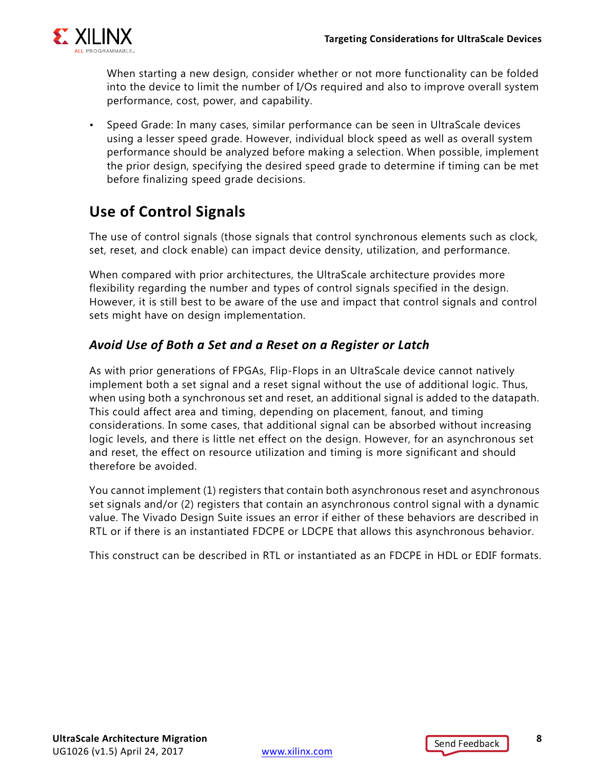When starting a new design, consider whether or not more functionality can be folded into the device to limit the number of I/Os required and also to improve overall system performance, cost, power, and capability.

- Speed Grade: In many cases, similar performance can be seen in UltraScale devices using a lesser speed grade. However, individual block speed as well as overall system performance should be analyzed before making a selection. When possible, implement the prior design, specifying the desired speed grade to determine if timing can be met before finalizing speed grade decisions.

## Use of Control Signals

The use of control signals (those signals that control synchronous elements such as clock, set, reset, and clock enable) can impact device density, utilization, and performance.

When compared with prior architectures, the UltraScale architecture provides more flexibility regarding the number and types of control signals specified in the design. However, it is still best to be aware of the use and impact that control signals and control sets might have on design implementation.

### *Avoid Use of Both a Set and a Reset on a Register or Latch*

As with prior generations of FPGAs, Flip-Flops in an UltraScale device cannot natively implement both a set signal and a reset signal without the use of additional logic. Thus, when using both a synchronous set and reset, an additional signal is added to the datapath. This could affect area and timing, depending on placement, fanout, and timing considerations. In some cases, that additional signal can be absorbed without increasing logic levels, and there is little net effect on the design. However, for an asynchronous set and reset, the effect on resource utilization and timing is more significant and should therefore be avoided.

You cannot implement (1) registers that contain both asynchronous reset and asynchronous set signals and/or (2) registers that contain an asynchronous control signal with a dynamic value. The Vivado Design Suite issues an error if either of these behaviors are described in RTL or if there is an instantiated FDCPE or LDCPE that allows this asynchronous behavior.

This construct can be described in RTL or instantiated as an FDCPE in HDL or EDIF formats.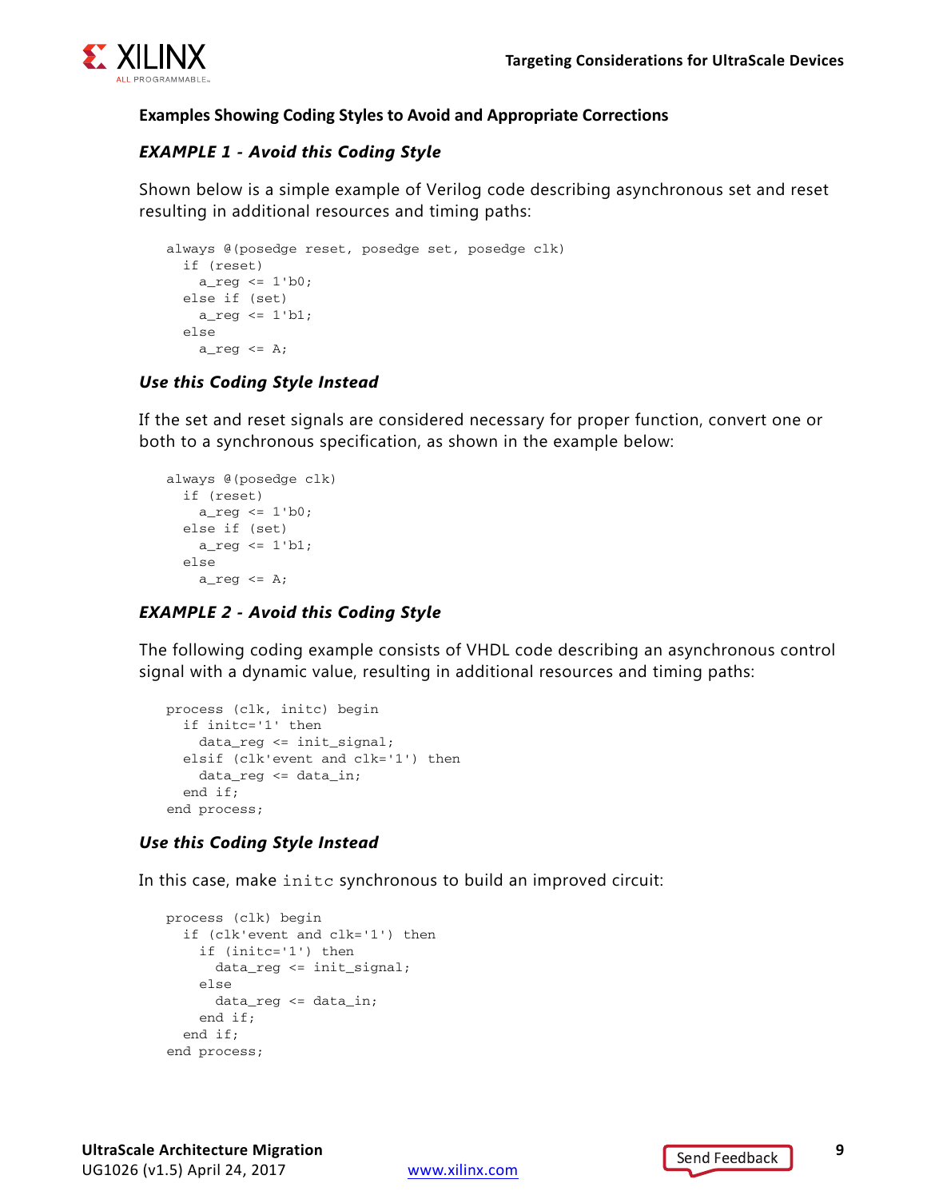### Examples Showing Coding Styles to Avoid and Appropriate Corrections

#### *EXAMPLE 1 - Avoid this Coding Style*

Shown below is a simple example of Verilog code describing asynchronous set and reset resulting in additional resources and timing paths:

```
always @(posedge reset, posedge set, posedge clk)
  if (reset)
    a_reg <= 1'b0;
  else if (set)
    a_reg <= 1'b1;
  else
    a_reg <= A;
```

#### *Use this Coding Style Instead*

If the set and reset signals are considered necessary for proper function, convert one or both to a synchronous specification, as shown in the example below:

```
always @(posedge clk)
  if (reset)
    a_reg <= 1'b0;
  else if (set)
    a_reg <= 1'b1;
  else
    a_reg <= A;
```

#### *EXAMPLE 2 - Avoid this Coding Style*

The following coding example consists of VHDL code describing an asynchronous control signal with a dynamic value, resulting in additional resources and timing paths:

```
process (clk, initc) begin
  if initc='1' then
    data_reg <= init_signal;
  elsif (clk'event and clk='1') then
    data_reg <= data_in;
  end if;
end process;
```

#### *Use this Coding Style Instead*

In this case, make `initc` synchronous to build an improved circuit:

```
process (clk) begin
  if (clk'event and clk='1') then
    if (initc='1') then
      data_reg <= init_signal;
    else
      data_reg <= data_in;
    end if;
  end if;
end process;
```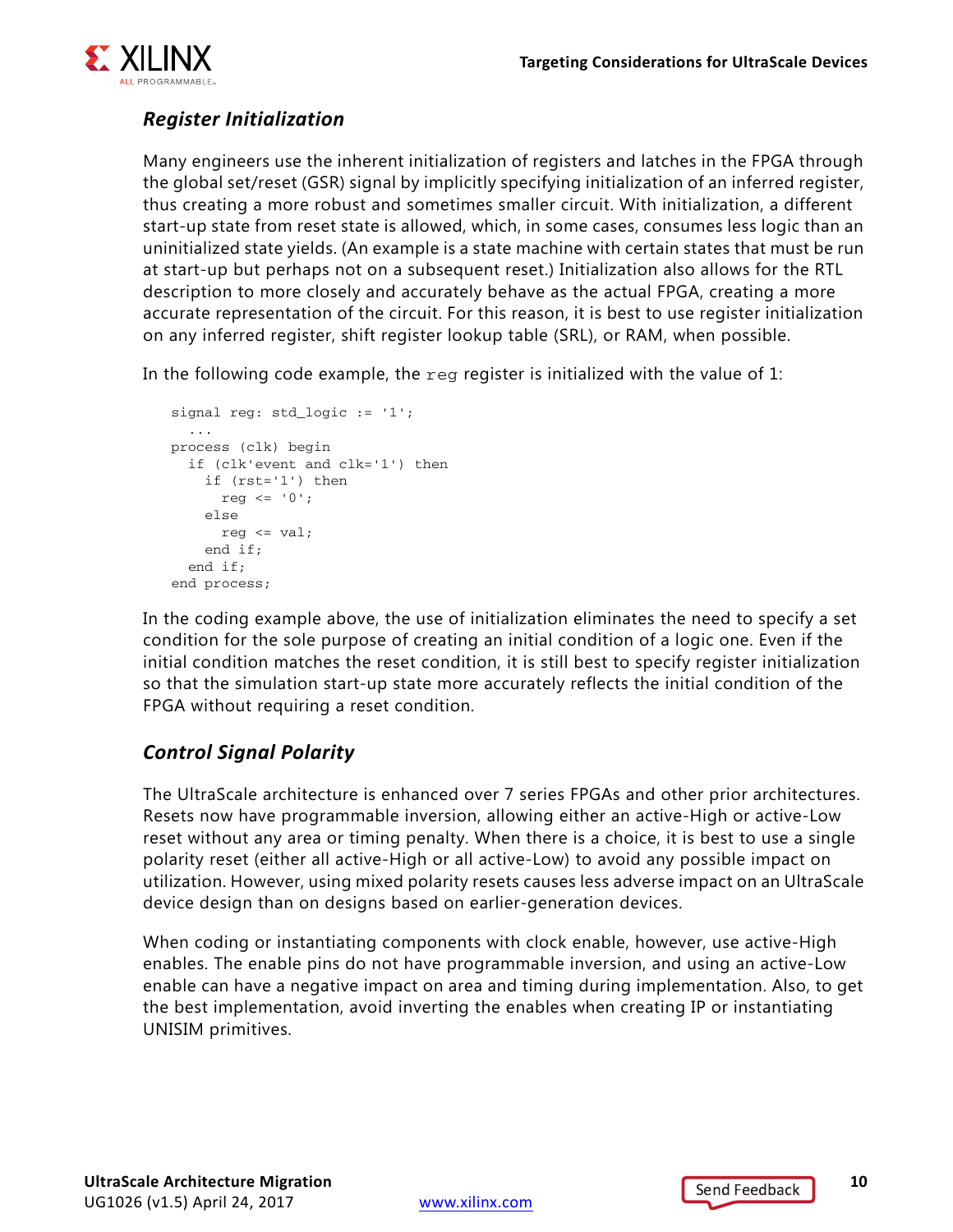### *Register Initialization*

Many engineers use the inherent initialization of registers and latches in the FPGA through the global set/reset (GSR) signal by implicitly specifying initialization of an inferred register, thus creating a more robust and sometimes smaller circuit. With initialization, a different start-up state from reset state is allowed, which, in some cases, consumes less logic than an uninitialized state yields. (An example is a state machine with certain states that must be run at start-up but perhaps not on a subsequent reset.) Initialization also allows for the RTL description to more closely and accurately behave as the actual FPGA, creating a more accurate representation of the circuit. For this reason, it is best to use register initialization on any inferred register, shift register lookup table (SRL), or RAM, when possible.

In the following code example, the `reg` register is initialized with the value of 1:

```
signal reg: std_logic := '1';
  ...
process (clk) begin
  if (clk'event and clk='1') then
    if (rst='1') then
      reg <= '0';
    else
      reg <= val;
    end if;
  end if;
end process;
```

In the coding example above, the use of initialization eliminates the need to specify a set condition for the sole purpose of creating an initial condition of a logic one. Even if the initial condition matches the reset condition, it is still best to specify register initialization so that the simulation start-up state more accurately reflects the initial condition of the FPGA without requiring a reset condition.

### *Control Signal Polarity*

The UltraScale architecture is enhanced over 7 series FPGAs and other prior architectures. Resets now have programmable inversion, allowing either an active-High or active-Low reset without any area or timing penalty. When there is a choice, it is best to use a single polarity reset (either all active-High or all active-Low) to avoid any possible impact on utilization. However, using mixed polarity resets causes less adverse impact on an UltraScale device design than on designs based on earlier-generation devices.

When coding or instantiating components with clock enable, however, use active-High enables. The enable pins do not have programmable inversion, and using an active-Low enable can have a negative impact on area and timing during implementation. Also, to get the best implementation, avoid inverting the enables when creating IP or instantiating UNISIM primitives.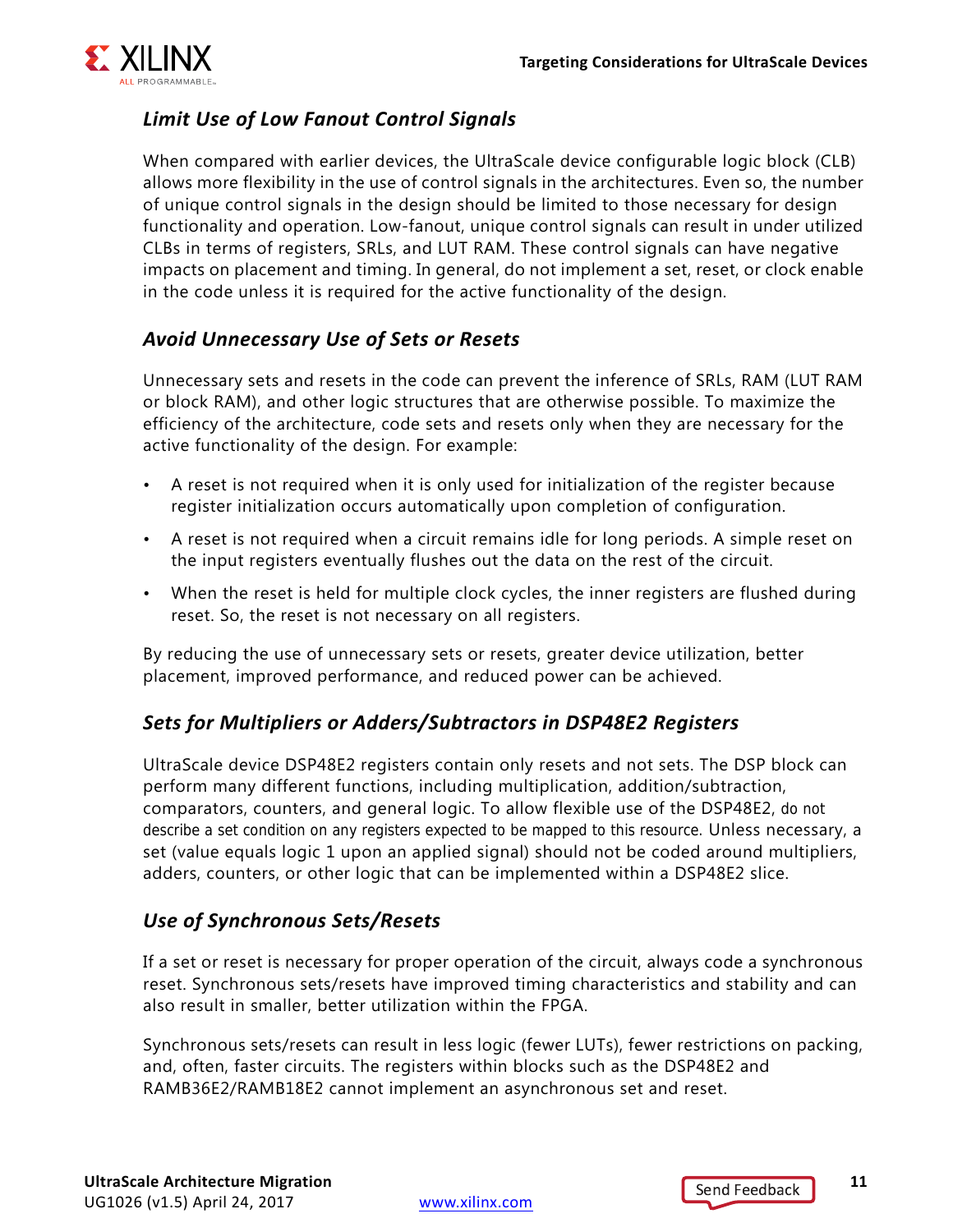### *Limit Use of Low Fanout Control Signals*

When compared with earlier devices, the UltraScale device configurable logic block (CLB) allows more flexibility in the use of control signals in the architectures. Even so, the number of unique control signals in the design should be limited to those necessary for design functionality and operation. Low-fanout, unique control signals can result in under utilized CLBs in terms of registers, SRLs, and LUT RAM. These control signals can have negative impacts on placement and timing. In general, do not implement a set, reset, or clock enable in the code unless it is required for the active functionality of the design.

### *Avoid Unnecessary Use of Sets or Resets*

Unnecessary sets and resets in the code can prevent the inference of SRLs, RAM (LUT RAM or block RAM), and other logic structures that are otherwise possible. To maximize the efficiency of the architecture, code sets and resets only when they are necessary for the active functionality of the design. For example:

- A reset is not required when it is only used for initialization of the register because register initialization occurs automatically upon completion of configuration.
- A reset is not required when a circuit remains idle for long periods. A simple reset on the input registers eventually flushes out the data on the rest of the circuit.
- When the reset is held for multiple clock cycles, the inner registers are flushed during reset. So, the reset is not necessary on all registers.

By reducing the use of unnecessary sets or resets, greater device utilization, better placement, improved performance, and reduced power can be achieved.

### *Sets for Multipliers or Adders/Subtractors in DSP48E2 Registers*

UltraScale device DSP48E2 registers contain only resets and not sets. The DSP block can perform many different functions, including multiplication, addition/subtraction, comparators, counters, and general logic. To allow flexible use of the DSP48E2, do not describe a set condition on any registers expected to be mapped to this resource. Unless necessary, a set (value equals logic 1 upon an applied signal) should not be coded around multipliers, adders, counters, or other logic that can be implemented within a DSP48E2 slice.

### *Use of Synchronous Sets/Resets*

If a set or reset is necessary for proper operation of the circuit, always code a synchronous reset. Synchronous sets/resets have improved timing characteristics and stability and can also result in smaller, better utilization within the FPGA.

Synchronous sets/resets can result in less logic (fewer LUTs), fewer restrictions on packing, and, often, faster circuits. The registers within blocks such as the DSP48E2 and RAMB36E2/RAMB18E2 cannot implement an asynchronous set and reset.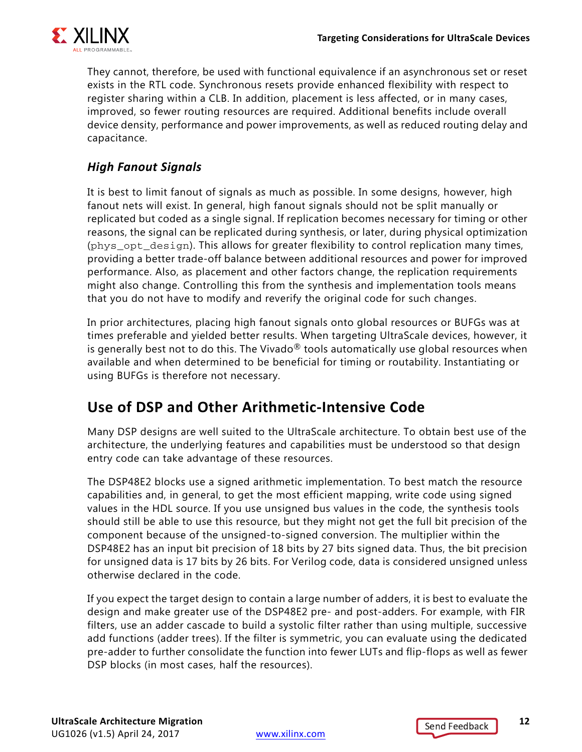They cannot, therefore, be used with functional equivalence if an asynchronous set or reset exists in the RTL code. Synchronous resets provide enhanced flexibility with respect to register sharing within a CLB. In addition, placement is less affected, or in many cases, improved, so fewer routing resources are required. Additional benefits include overall device density, performance and power improvements, as well as reduced routing delay and capacitance.

### *High Fanout Signals*

It is best to limit fanout of signals as much as possible. In some designs, however, high fanout nets will exist. In general, high fanout signals should not be split manually or replicated but coded as a single signal. If replication becomes necessary for timing or other reasons, the signal can be replicated during synthesis, or later, during physical optimization (`phys_opt_design`). This allows for greater flexibility to control replication many times, providing a better trade-off balance between additional resources and power for improved performance. Also, as placement and other factors change, the replication requirements might also change. Controlling this from the synthesis and implementation tools means that you do not have to modify and reverify the original code for such changes.

In prior architectures, placing high fanout signals onto global resources or BUFGs was at times preferable and yielded better results. When targeting UltraScale devices, however, it is generally best not to do this. The Vivado® tools automatically use global resources when available and when determined to be beneficial for timing or routability. Instantiating or using BUFGs is therefore not necessary.

## Use of DSP and Other Arithmetic-Intensive Code

Many DSP designs are well suited to the UltraScale architecture. To obtain best use of the architecture, the underlying features and capabilities must be understood so that design entry code can take advantage of these resources.

The DSP48E2 blocks use a signed arithmetic implementation. To best match the resource capabilities and, in general, to get the most efficient mapping, write code using signed values in the HDL source. If you use unsigned bus values in the code, the synthesis tools should still be able to use this resource, but they might not get the full bit precision of the component because of the unsigned-to-signed conversion. The multiplier within the DSP48E2 has an input bit precision of 18 bits by 27 bits signed data. Thus, the bit precision for unsigned data is 17 bits by 26 bits. For Verilog code, data is considered unsigned unless otherwise declared in the code.

If you expect the target design to contain a large number of adders, it is best to evaluate the design and make greater use of the DSP48E2 pre- and post-adders. For example, with FIR filters, use an adder cascade to build a systolic filter rather than using multiple, successive add functions (adder trees). If the filter is symmetric, you can evaluate using the dedicated pre-adder to further consolidate the function into fewer LUTs and flip-flops as well as fewer DSP blocks (in most cases, half the resources).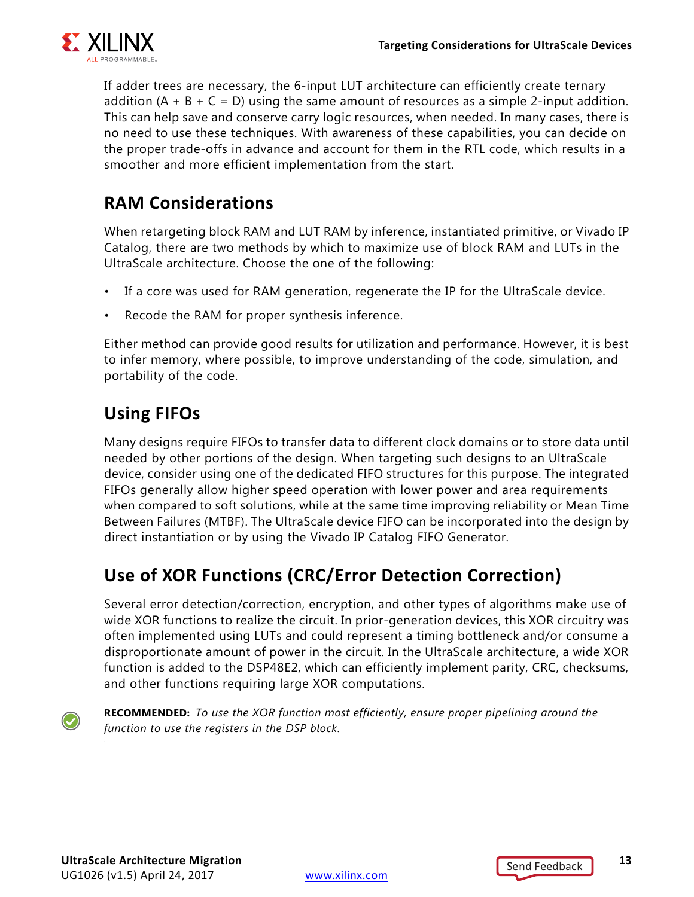If adder trees are necessary, the 6-input LUT architecture can efficiently create ternary addition (A + B + C = D) using the same amount of resources as a simple 2-input addition. This can help save and conserve carry logic resources, when needed. In many cases, there is no need to use these techniques. With awareness of these capabilities, you can decide on the proper trade-offs in advance and account for them in the RTL code, which results in a smoother and more efficient implementation from the start.

## RAM Considerations

When retargeting block RAM and LUT RAM by inference, instantiated primitive, or Vivado IP Catalog, there are two methods by which to maximize use of block RAM and LUTs in the UltraScale architecture. Choose the one of the following:

- If a core was used for RAM generation, regenerate the IP for the UltraScale device.
- Recode the RAM for proper synthesis inference.

Either method can provide good results for utilization and performance. However, it is best to infer memory, where possible, to improve understanding of the code, simulation, and portability of the code.

## Using FIFOs

Many designs require FIFOs to transfer data to different clock domains or to store data until needed by other portions of the design. When targeting such designs to an UltraScale device, consider using one of the dedicated FIFO structures for this purpose. The integrated FIFOs generally allow higher speed operation with lower power and area requirements when compared to soft solutions, while at the same time improving reliability or Mean Time Between Failures (MTBF). The UltraScale device FIFO can be incorporated into the design by direct instantiation or by using the Vivado IP Catalog FIFO Generator.

## Use of XOR Functions (CRC/Error Detection Correction)

Several error detection/correction, encryption, and other types of algorithms make use of wide XOR functions to realize the circuit. In prior-generation devices, this XOR circuitry was often implemented using LUTs and could represent a timing bottleneck and/or consume a disproportionate amount of power in the circuit. In the UltraScale architecture, a wide XOR function is added to the DSP48E2, which can efficiently implement parity, CRC, checksums, and other functions requiring large XOR computations.

**RECOMMENDED:** *To use the XOR function most efficiently, ensure proper pipelining around the function to use the registers in the DSP block.*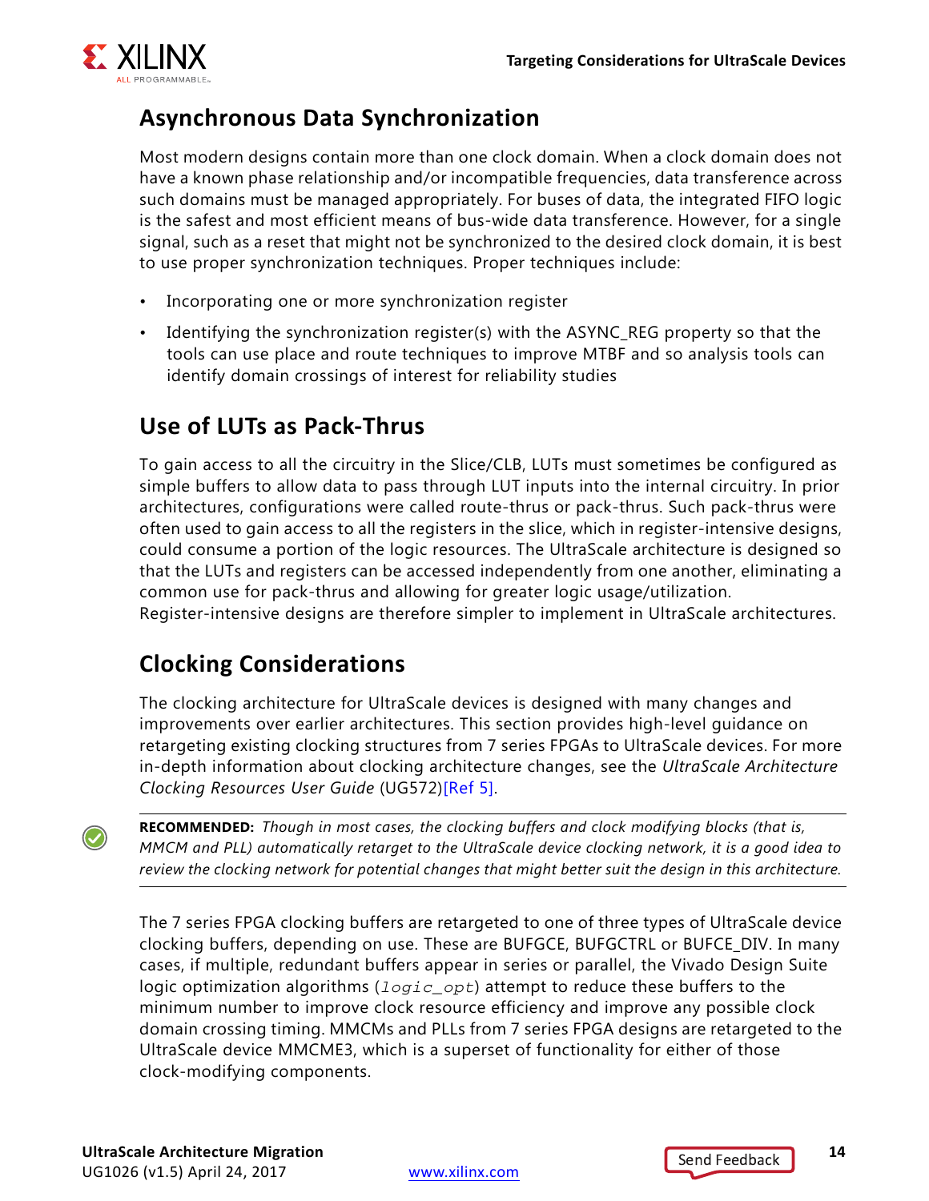## Asynchronous Data Synchronization

Most modern designs contain more than one clock domain. When a clock domain does not have a known phase relationship and/or incompatible frequencies, data transference across such domains must be managed appropriately. For buses of data, the integrated FIFO logic is the safest and most efficient means of bus-wide data transference. However, for a single signal, such as a reset that might not be synchronized to the desired clock domain, it is best to use proper synchronization techniques. Proper techniques include:

- Incorporating one or more synchronization register
- Identifying the synchronization register(s) with the ASYNC_REG property so that the tools can use place and route techniques to improve MTBF and so analysis tools can identify domain crossings of interest for reliability studies

## Use of LUTs as Pack-Thrus

To gain access to all the circuitry in the Slice/CLB, LUTs must sometimes be configured as simple buffers to allow data to pass through LUT inputs into the internal circuitry. In prior architectures, configurations were called route-thrus or pack-thrus. Such pack-thrus were often used to gain access to all the registers in the slice, which in register-intensive designs, could consume a portion of the logic resources. The UltraScale architecture is designed so that the LUTs and registers can be accessed independently from one another, eliminating a common use for pack-thrus and allowing for greater logic usage/utilization. Register-intensive designs are therefore simpler to implement in UltraScale architectures.

## Clocking Considerations

The clocking architecture for UltraScale devices is designed with many changes and improvements over earlier architectures. This section provides high-level guidance on retargeting existing clocking structures from 7 series FPGAs to UltraScale devices. For more in-depth information about clocking architecture changes, see the *UltraScale Architecture Clocking Resources User Guide* (UG572)[Ref 5].

**RECOMMENDED:** *Though in most cases, the clocking buffers and clock modifying blocks (that is, MMCM and PLL) automatically retarget to the UltraScale device clocking network, it is a good idea to review the clocking network for potential changes that might better suit the design in this architecture.*

The 7 series FPGA clocking buffers are retargeted to one of three types of UltraScale device clocking buffers, depending on use. These are BUFGCE, BUFGCTRL or BUFCE_DIV. In many cases, if multiple, redundant buffers appear in series or parallel, the Vivado Design Suite logic optimization algorithms (`logic_opt`) attempt to reduce these buffers to the minimum number to improve clock resource efficiency and improve any possible clock domain crossing timing. MMCMs and PLLs from 7 series FPGA designs are retargeted to the UltraScale device MMCME3, which is a superset of functionality for either of those clock-modifying components.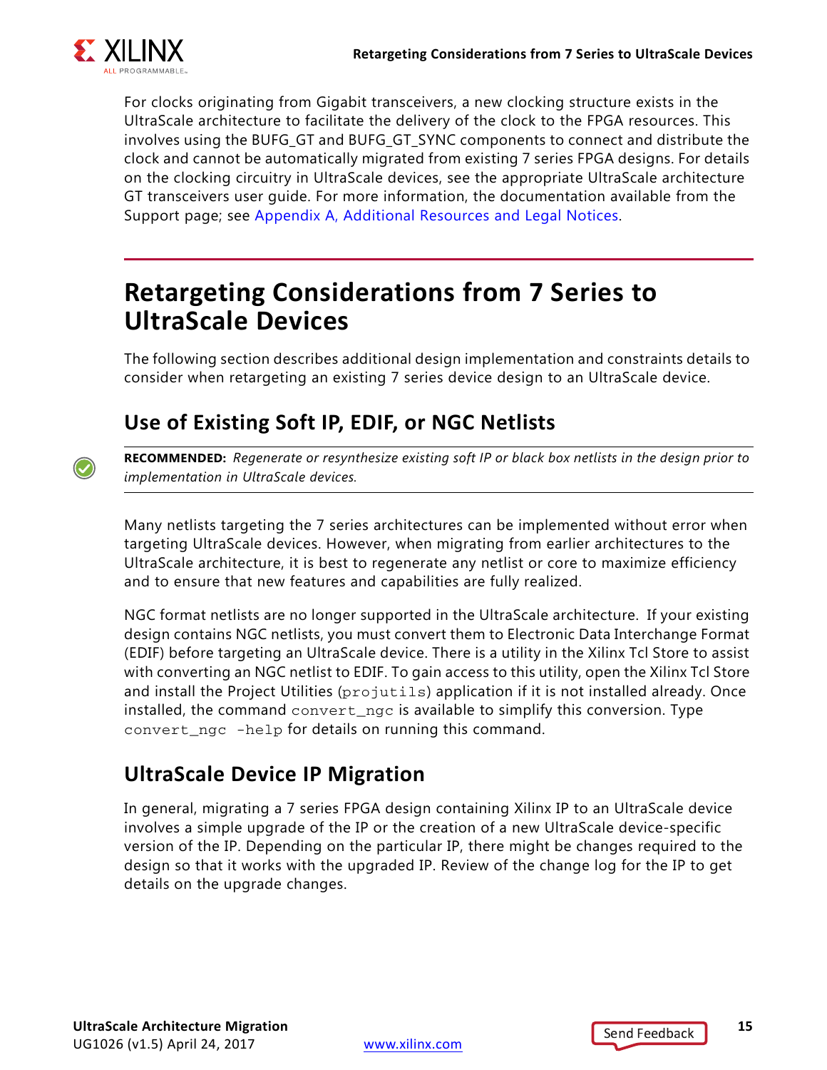For clocks originating from Gigabit transceivers, a new clocking structure exists in the UltraScale architecture to facilitate the delivery of the clock to the FPGA resources. This involves using the BUFG_GT and BUFG_GT_SYNC components to connect and distribute the clock and cannot be automatically migrated from existing 7 series FPGA designs. For details on the clocking circuitry in UltraScale devices, see the appropriate UltraScale architecture GT transceivers user guide. For more information, the documentation available from the Support page; see Appendix A, Additional Resources and Legal Notices.

# Retargeting Considerations from 7 Series to UltraScale Devices

The following section describes additional design implementation and constraints details to consider when retargeting an existing 7 series device design to an UltraScale device.

## Use of Existing Soft IP, EDIF, or NGC Netlists

**RECOMMENDED:** *Regenerate or resynthesize existing soft IP or black box netlists in the design prior to implementation in UltraScale devices.*

Many netlists targeting the 7 series architectures can be implemented without error when targeting UltraScale devices. However, when migrating from earlier architectures to the UltraScale architecture, it is best to regenerate any netlist or core to maximize efficiency and to ensure that new features and capabilities are fully realized.

NGC format netlists are no longer supported in the UltraScale architecture. If your existing design contains NGC netlists, you must convert them to Electronic Data Interchange Format (EDIF) before targeting an UltraScale device. There is a utility in the Xilinx Tcl Store to assist with converting an NGC netlist to EDIF. To gain access to this utility, open the Xilinx Tcl Store and install the Project Utilities (`projutils`) application if it is not installed already. Once installed, the command `convert_ngc` is available to simplify this conversion. Type `convert_ngc -help` for details on running this command.

## UltraScale Device IP Migration

In general, migrating a 7 series FPGA design containing Xilinx IP to an UltraScale device involves a simple upgrade of the IP or the creation of a new UltraScale device-specific version of the IP. Depending on the particular IP, there might be changes required to the design so that it works with the upgraded IP. Review of the change log for the IP to get details on the upgrade changes.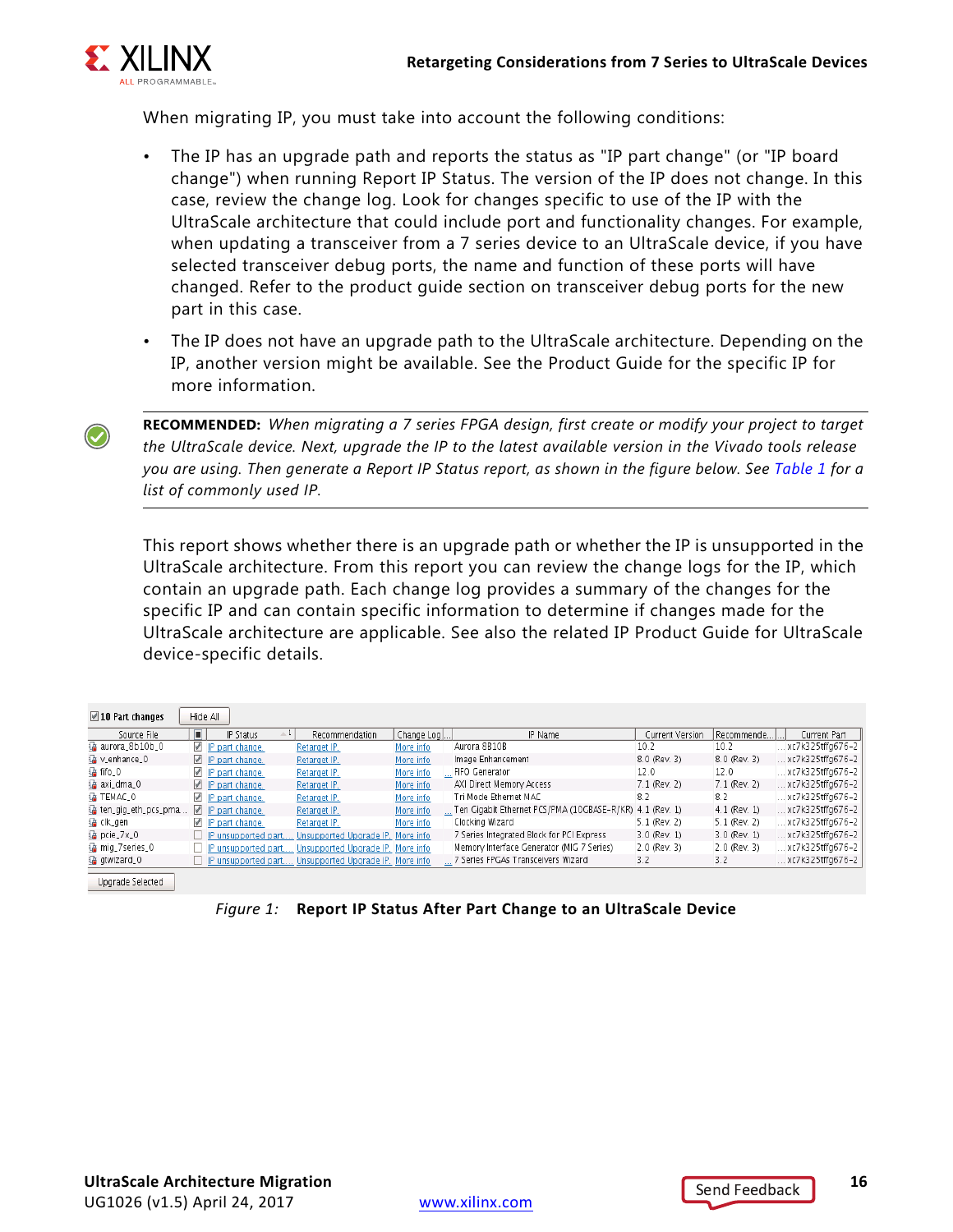When migrating IP, you must take into account the following conditions:

- The IP has an upgrade path and reports the status as "IP part change" (or "IP board change") when running Report IP Status. The version of the IP does not change. In this case, review the change log. Look for changes specific to use of the IP with the UltraScale architecture that could include port and functionality changes. For example, when updating a transceiver from a 7 series device to an UltraScale device, if you have selected transceiver debug ports, the name and function of these ports will have changed. Refer to the product guide section on transceiver debug ports for the new part in this case.
- The IP does not have an upgrade path to the UltraScale architecture. Depending on the IP, another version might be available. See the Product Guide for the specific IP for more information.

---

**RECOMMENDED:** *When migrating a 7 series FPGA design, first create or modify your project to target the UltraScale device. Next, upgrade the IP to the latest available version in the Vivado tools release you are using. Then generate a Report IP Status report, as shown in the figure below. See Table 1 for a list of commonly used IP.*

---

This report shows whether there is an upgrade path or whether the IP is unsupported in the UltraScale architecture. From this report you can review the change logs for the IP, which contain an upgrade path. Each change log provides a summary of the changes for the specific IP and can contain specific information to determine if changes made for the UltraScale architecture are applicable. See also the related IP Product Guide for UltraScale device-specific details.

☑ 10 Part changes | Hide All

| Source File | ■ | IP Status | Recommendation | Change Log | IP Name | Current Version | Recommende... | Current Part |
|---|---|---|---|---|---|---|---|---|
| aurora_8b10b_0 | ☑ | IP part change. | Retarget IP. | More info | Aurora 8B10B | 10.2 | 10.2 | xc7k325tffg676-2 |
| v_enhance_0 | ☑ | IP part change. | Retarget IP. | More info | Image Enhancement | 8.0 (Rev. 3) | 8.0 (Rev. 3) | xc7k325tffg676-2 |
| fifo_0 | ☑ | IP part change. | Retarget IP. | More info | FIFO Generator | 12.0 | 12.0 | xc7k325tffg676-2 |
| axi_dma_0 | ☑ | IP part change. | Retarget IP. | More info | AXI Direct Memory Access | 7.1 (Rev. 2) | 7.1 (Rev. 2) | xc7k325tffg676-2 |
| TEMAC_0 | ☑ | IP part change. | Retarget IP. | More info | Tri Mode Ethernet MAC | 8.2 | 8.2 | xc7k325tffg676-2 |
| ten_gig_eth_pcs_pma... | ☑ | IP part change. | Retarget IP. | More info | Ten Gigabit Ethernet PCS/PMA (10GBASE-R/KR) | 4.1 (Rev. 1) | 4.1 (Rev. 1) | xc7k325tffg676-2 |
| clk_gen | ☑ | IP part change. | Retarget IP. | More info | Clocking Wizard | 5.1 (Rev. 2) | 5.1 (Rev. 2) | xc7k325tffg676-2 |
| pcie_7x_0 | ☐ | IP unsupported part.... | Unsupported Upgrade IP. | More info | 7 Series Integrated Block for PCI Express | 3.0 (Rev. 1) | 3.0 (Rev. 1) | xc7k325tffg676-2 |
| mig_7series_0 | ☐ | IP unsupported part.... | Unsupported Upgrade IP. | More info | Memory Interface Generator (MIG 7 Series) | 2.0 (Rev. 3) | 2.0 (Rev. 3) | xc7k325tffg676-2 |
| gtwizard_0 | ☐ | IP unsupported part.... | Unsupported Upgrade IP. | More info | 7 Series FPGAs Transceivers Wizard | 3.2 | 3.2 | xc7k325tffg676-2 |

Upgrade Selected

*Figure 1:* **Report IP Status After Part Change to an UltraScale Device**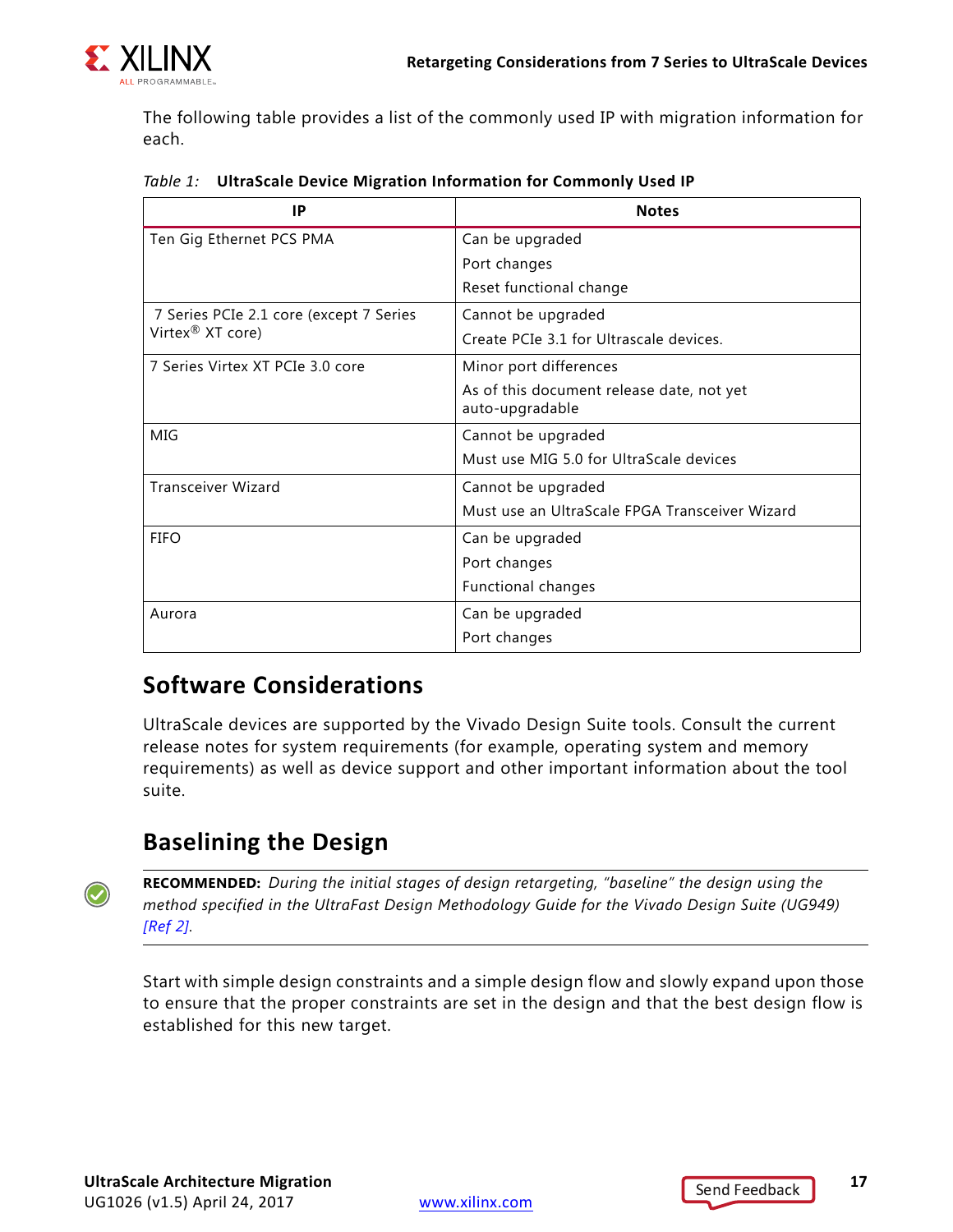The following table provides a list of the commonly used IP with migration information for each.

*Table 1:* **UltraScale Device Migration Information for Commonly Used IP**

| IP | Notes |
|---|---|
| Ten Gig Ethernet PCS PMA | Can be upgraded<br>Port changes<br>Reset functional change |
| 7 Series PCIe 2.1 core (except 7 Series Virtex® XT core) | Cannot be upgraded<br>Create PCIe 3.1 for Ultrascale devices. |
| 7 Series Virtex XT PCIe 3.0 core | Minor port differences<br>As of this document release date, not yet auto-upgradable |
| MIG | Cannot be upgraded<br>Must use MIG 5.0 for UltraScale devices |
| Transceiver Wizard | Cannot be upgraded<br>Must use an UltraScale FPGA Transceiver Wizard |
| FIFO | Can be upgraded<br>Port changes<br>Functional changes |
| Aurora | Can be upgraded<br>Port changes |

## Software Considerations

UltraScale devices are supported by the Vivado Design Suite tools. Consult the current release notes for system requirements (for example, operating system and memory requirements) as well as device support and other important information about the tool suite.

## Baselining the Design

**RECOMMENDED:** *During the initial stages of design retargeting, "baseline" the design using the method specified in the UltraFast Design Methodology Guide for the Vivado Design Suite (UG949) [Ref 2].*

Start with simple design constraints and a simple design flow and slowly expand upon those to ensure that the proper constraints are set in the design and that the best design flow is established for this new target.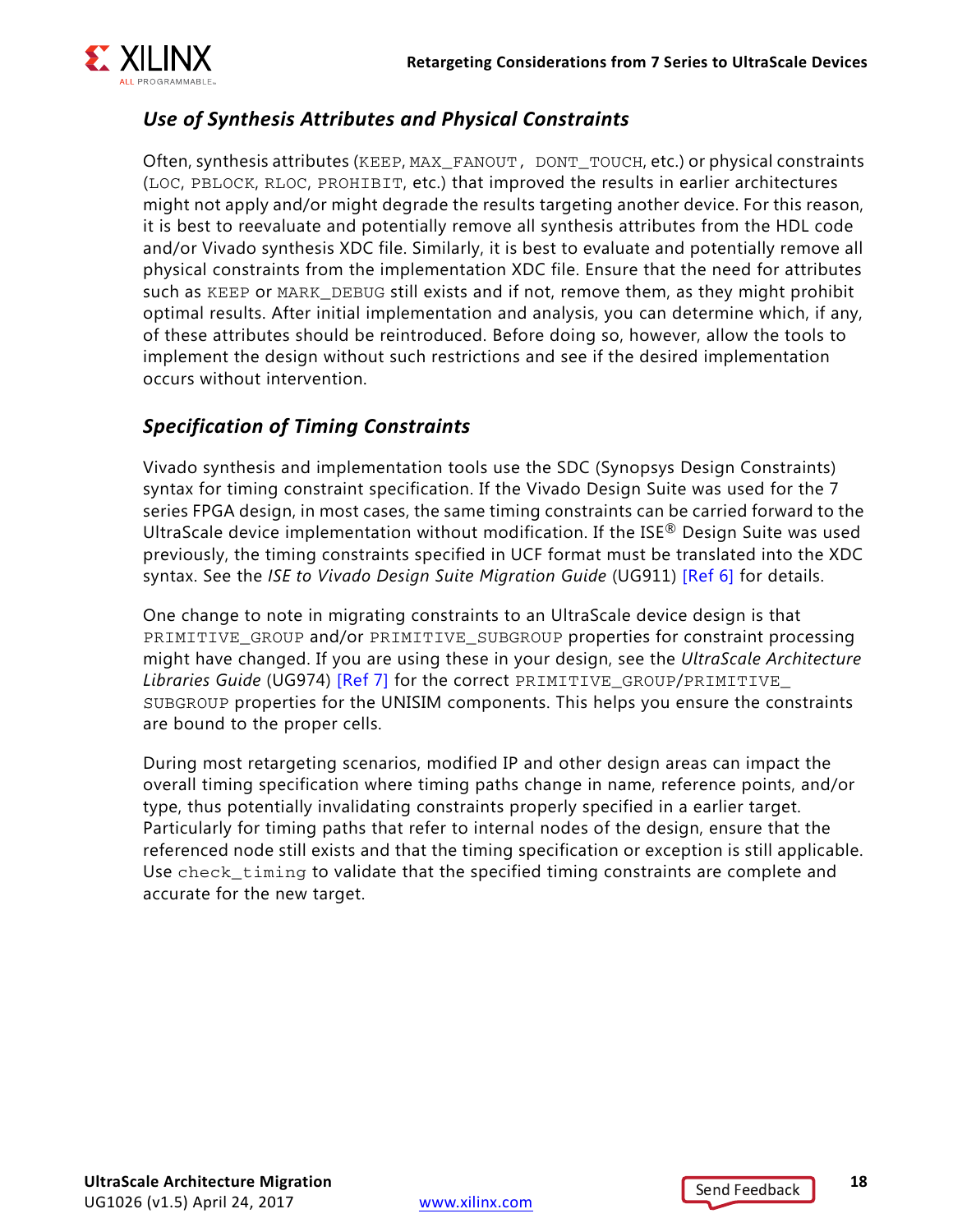### *Use of Synthesis Attributes and Physical Constraints*

Often, synthesis attributes (`KEEP`, `MAX_FANOUT`, `DONT_TOUCH`, etc.) or physical constraints (`LOC`, `PBLOCK`, `RLOC`, `PROHIBIT`, etc.) that improved the results in earlier architectures might not apply and/or might degrade the results targeting another device. For this reason, it is best to reevaluate and potentially remove all synthesis attributes from the HDL code and/or Vivado synthesis XDC file. Similarly, it is best to evaluate and potentially remove all physical constraints from the implementation XDC file. Ensure that the need for attributes such as `KEEP` or `MARK_DEBUG` still exists and if not, remove them, as they might prohibit optimal results. After initial implementation and analysis, you can determine which, if any, of these attributes should be reintroduced. Before doing so, however, allow the tools to implement the design without such restrictions and see if the desired implementation occurs without intervention.

### *Specification of Timing Constraints*

Vivado synthesis and implementation tools use the SDC (Synopsys Design Constraints) syntax for timing constraint specification. If the Vivado Design Suite was used for the 7 series FPGA design, in most cases, the same timing constraints can be carried forward to the UltraScale device implementation without modification. If the ISE® Design Suite was used previously, the timing constraints specified in UCF format must be translated into the XDC syntax. See the *ISE to Vivado Design Suite Migration Guide* (UG911) [Ref 6] for details.

One change to note in migrating constraints to an UltraScale device design is that `PRIMITIVE_GROUP` and/or `PRIMITIVE_SUBGROUP` properties for constraint processing might have changed. If you are using these in your design, see the *UltraScale Architecture Libraries Guide* (UG974) [Ref 7] for the correct `PRIMITIVE_GROUP`/`PRIMITIVE_SUBGROUP` properties for the UNISIM components. This helps you ensure the constraints are bound to the proper cells.

During most retargeting scenarios, modified IP and other design areas can impact the overall timing specification where timing paths change in name, reference points, and/or type, thus potentially invalidating constraints properly specified in a earlier target. Particularly for timing paths that refer to internal nodes of the design, ensure that the referenced node still exists and that the timing specification or exception is still applicable. Use `check_timing` to validate that the specified timing constraints are complete and accurate for the new target.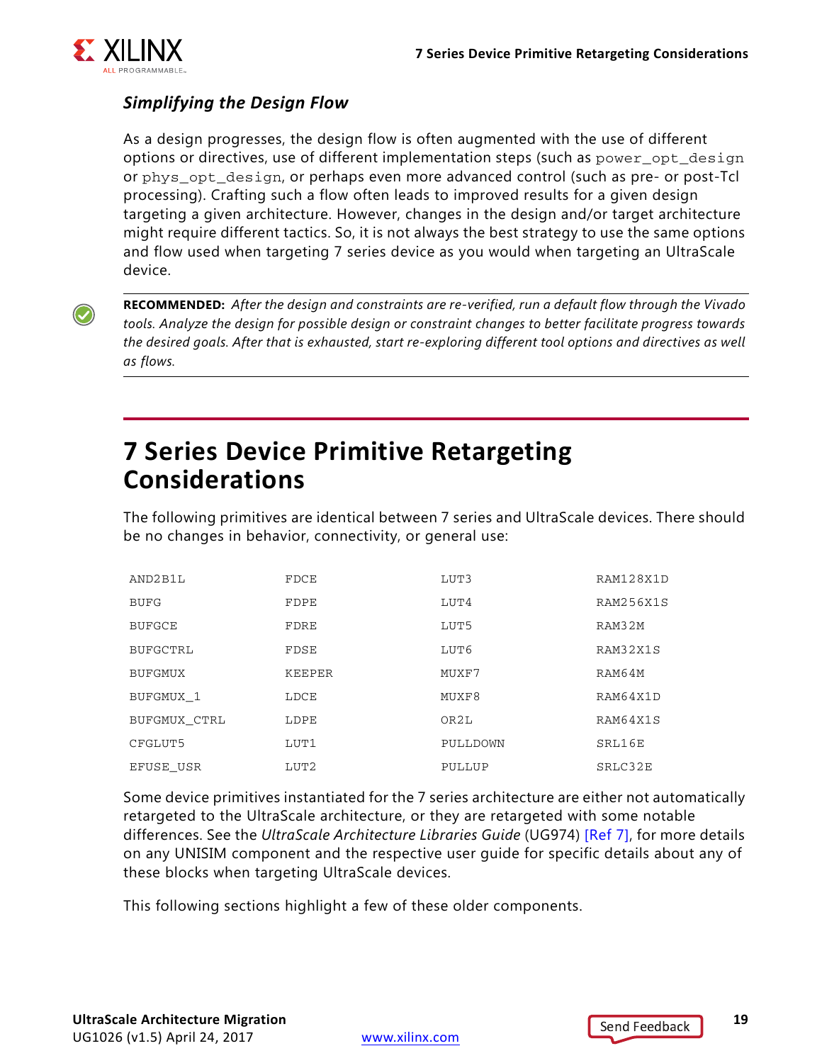### Simplifying the Design Flow

As a design progresses, the design flow is often augmented with the use of different options or directives, use of different implementation steps (such as `power_opt_design` or `phys_opt_design`, or perhaps even more advanced control (such as pre- or post-Tcl processing). Crafting such a flow often leads to improved results for a given design targeting a given architecture. However, changes in the design and/or target architecture might require different tactics. So, it is not always the best strategy to use the same options and flow used when targeting 7 series device as you would when targeting an UltraScale device.

---

**RECOMMENDED:** *After the design and constraints are re-verified, run a default flow through the Vivado tools. Analyze the design for possible design or constraint changes to better facilitate progress towards the desired goals. After that is exhausted, start re-exploring different tool options and directives as well as flows.*

---

## 7 Series Device Primitive Retargeting Considerations

The following primitives are identical between 7 series and UltraScale devices. There should be no changes in behavior, connectivity, or general use:

| | | | |
|---|---|---|---|
| AND2B1L | FDCE | LUT3 | RAM128X1D |
| BUFG | FDPE | LUT4 | RAM256X1S |
| BUFGCE | FDRE | LUT5 | RAM32M |
| BUFGCTRL | FDSE | LUT6 | RAM32X1S |
| BUFGMUX | KEEPER | MUXF7 | RAM64M |
| BUFGMUX_1 | LDCE | MUXF8 | RAM64X1D |
| BUFGMUX_CTRL | LDPE | OR2L | RAM64X1S |
| CFGLUT5 | LUT1 | PULLDOWN | SRL16E |
| EFUSE_USR | LUT2 | PULLUP | SRLC32E |

Some device primitives instantiated for the 7 series architecture are either not automatically retargeted to the UltraScale architecture, or they are retargeted with some notable differences. See the *UltraScale Architecture Libraries Guide* (UG974) [Ref 7], for more details on any UNISIM component and the respective user guide for specific details about any of these blocks when targeting UltraScale devices.

This following sections highlight a few of these older components.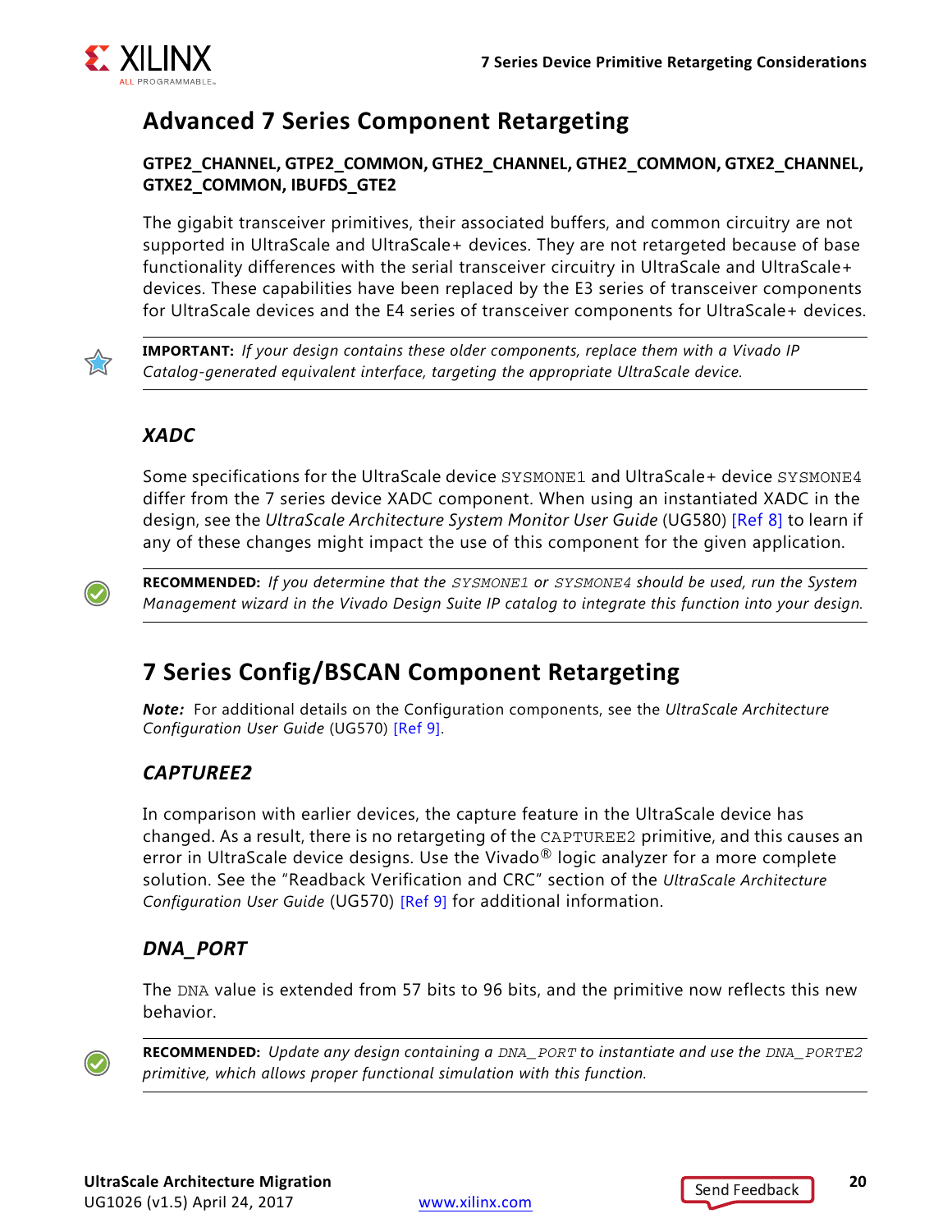## Advanced 7 Series Component Retargeting

**GTPE2_CHANNEL, GTPE2_COMMON, GTHE2_CHANNEL, GTHE2_COMMON, GTXE2_CHANNEL, GTXE2_COMMON, IBUFDS_GTE2**

The gigabit transceiver primitives, their associated buffers, and common circuitry are not supported in UltraScale and UltraScale+ devices. They are not retargeted because of base functionality differences with the serial transceiver circuitry in UltraScale and UltraScale+ devices. These capabilities have been replaced by the E3 series of transceiver components for UltraScale devices and the E4 series of transceiver components for UltraScale+ devices.

**IMPORTANT:** *If your design contains these older components, replace them with a Vivado IP Catalog-generated equivalent interface, targeting the appropriate UltraScale device.*

### *XADC*

Some specifications for the UltraScale device `SYSMONE1` and UltraScale+ device `SYSMONE4` differ from the 7 series device XADC component. When using an instantiated XADC in the design, see the *UltraScale Architecture System Monitor User Guide* (UG580) [Ref 8] to learn if any of these changes might impact the use of this component for the given application.

**RECOMMENDED:** *If you determine that the `SYSMONE1` or `SYSMONE4` should be used, run the System Management wizard in the Vivado Design Suite IP catalog to integrate this function into your design.*

## 7 Series Config/BSCAN Component Retargeting

***Note:*** For additional details on the Configuration components, see the *UltraScale Architecture Configuration User Guide* (UG570) [Ref 9].

### *CAPTUREE2*

In comparison with earlier devices, the capture feature in the UltraScale device has changed. As a result, there is no retargeting of the `CAPTUREE2` primitive, and this causes an error in UltraScale device designs. Use the Vivado® logic analyzer for a more complete solution. See the "Readback Verification and CRC" section of the *UltraScale Architecture Configuration User Guide* (UG570) [Ref 9] for additional information.

### *DNA_PORT*

The `DNA` value is extended from 57 bits to 96 bits, and the primitive now reflects this new behavior.

**RECOMMENDED:** *Update any design containing a `DNA_PORT` to instantiate and use the `DNA_PORTE2` primitive, which allows proper functional simulation with this function.*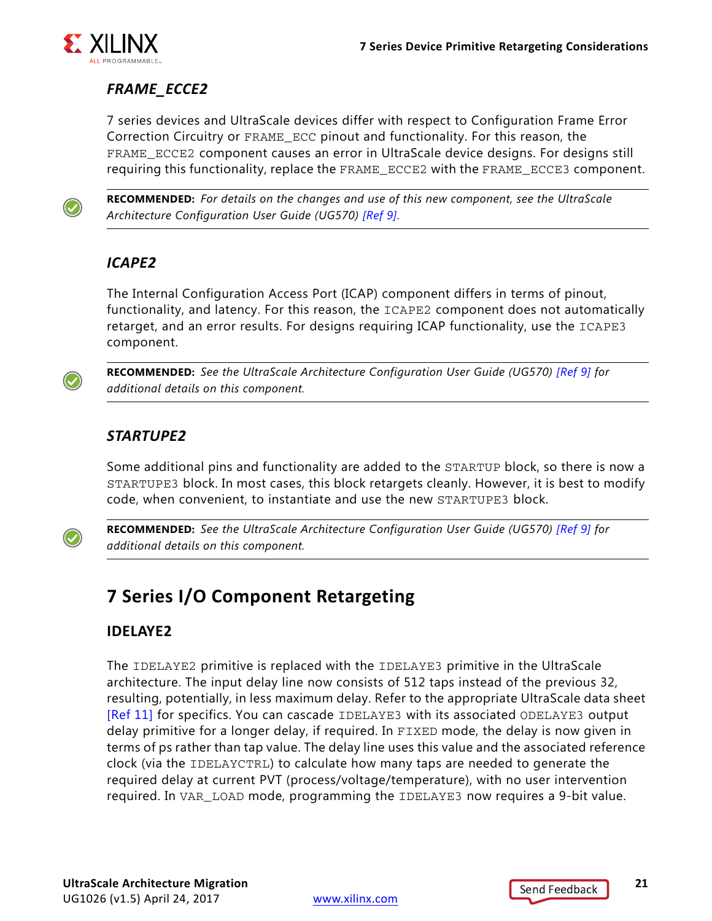### *FRAME_ECCE2*

7 series devices and UltraScale devices differ with respect to Configuration Frame Error Correction Circuitry or FRAME_ECC pinout and functionality. For this reason, the FRAME_ECCE2 component causes an error in UltraScale device designs. For designs still requiring this functionality, replace the FRAME_ECCE2 with the FRAME_ECCE3 component.

**RECOMMENDED:** *For details on the changes and use of this new component, see the UltraScale Architecture Configuration User Guide (UG570) [Ref 9].*

### *ICAPE2*

The Internal Configuration Access Port (ICAP) component differs in terms of pinout, functionality, and latency. For this reason, the ICAPE2 component does not automatically retarget, and an error results. For designs requiring ICAP functionality, use the ICAPE3 component.

**RECOMMENDED:** *See the UltraScale Architecture Configuration User Guide (UG570) [Ref 9] for additional details on this component.*

### *STARTUPE2*

Some additional pins and functionality are added to the STARTUP block, so there is now a STARTUPE3 block. In most cases, this block retargets cleanly. However, it is best to modify code, when convenient, to instantiate and use the new STARTUPE3 block.

**RECOMMENDED:** *See the UltraScale Architecture Configuration User Guide (UG570) [Ref 9] for additional details on this component.*

## 7 Series I/O Component Retargeting

### IDELAYE2

The IDELAYE2 primitive is replaced with the IDELAYE3 primitive in the UltraScale architecture. The input delay line now consists of 512 taps instead of the previous 32, resulting, potentially, in less maximum delay. Refer to the appropriate UltraScale data sheet [Ref 11] for specifics. You can cascade IDELAYE3 with its associated ODELAYE3 output delay primitive for a longer delay, if required. In FIXED mode, the delay is now given in terms of ps rather than tap value. The delay line uses this value and the associated reference clock (via the IDELAYCTRL) to calculate how many taps are needed to generate the required delay at current PVT (process/voltage/temperature), with no user intervention required. In VAR_LOAD mode, programming the IDELAYE3 now requires a 9-bit value.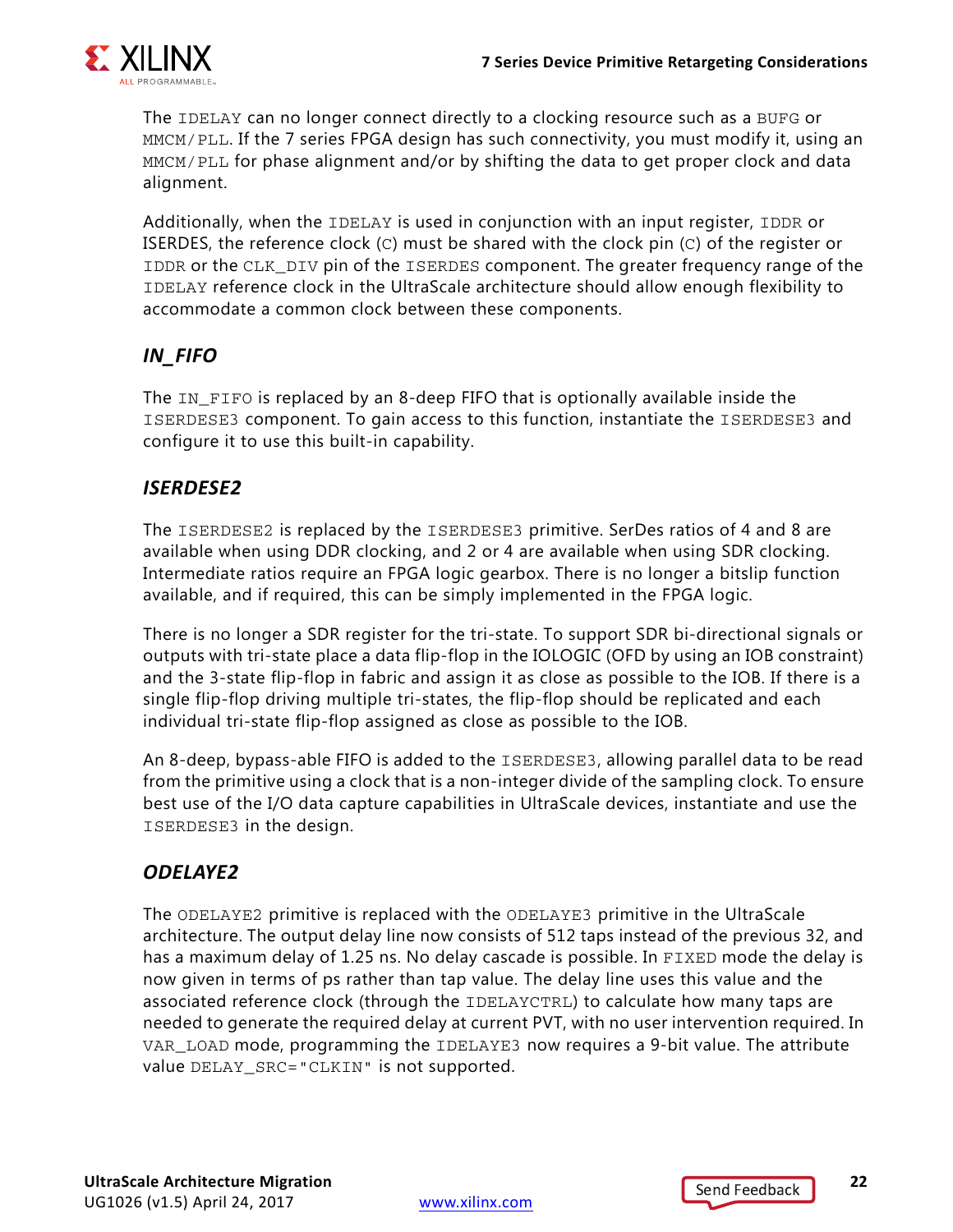The IDELAY can no longer connect directly to a clocking resource such as a BUFG or MMCM/PLL. If the 7 series FPGA design has such connectivity, you must modify it, using an MMCM/PLL for phase alignment and/or by shifting the data to get proper clock and data alignment.

Additionally, when the IDELAY is used in conjunction with an input register, IDDR or ISERDES, the reference clock (C) must be shared with the clock pin (C) of the register or IDDR or the CLK_DIV pin of the ISERDES component. The greater frequency range of the IDELAY reference clock in the UltraScale architecture should allow enough flexibility to accommodate a common clock between these components.

### *IN_FIFO*

The IN_FIFO is replaced by an 8-deep FIFO that is optionally available inside the ISERDESE3 component. To gain access to this function, instantiate the ISERDESE3 and configure it to use this built-in capability.

### *ISERDESE2*

The ISERDESE2 is replaced by the ISERDESE3 primitive. SerDes ratios of 4 and 8 are available when using DDR clocking, and 2 or 4 are available when using SDR clocking. Intermediate ratios require an FPGA logic gearbox. There is no longer a bitslip function available, and if required, this can be simply implemented in the FPGA logic.

There is no longer a SDR register for the tri-state. To support SDR bi-directional signals or outputs with tri-state place a data flip-flop in the IOLOGIC (OFD by using an IOB constraint) and the 3-state flip-flop in fabric and assign it as close as possible to the IOB. If there is a single flip-flop driving multiple tri-states, the flip-flop should be replicated and each individual tri-state flip-flop assigned as close as possible to the IOB.

An 8-deep, bypass-able FIFO is added to the ISERDESE3, allowing parallel data to be read from the primitive using a clock that is a non-integer divide of the sampling clock. To ensure best use of the I/O data capture capabilities in UltraScale devices, instantiate and use the ISERDESE3 in the design.

### *ODELAYE2*

The ODELAYE2 primitive is replaced with the ODELAYE3 primitive in the UltraScale architecture. The output delay line now consists of 512 taps instead of the previous 32, and has a maximum delay of 1.25 ns. No delay cascade is possible. In FIXED mode the delay is now given in terms of ps rather than tap value. The delay line uses this value and the associated reference clock (through the IDELAYCTRL) to calculate how many taps are needed to generate the required delay at current PVT, with no user intervention required. In VAR_LOAD mode, programming the IDELAYE3 now requires a 9-bit value. The attribute value DELAY_SRC="CLKIN" is not supported.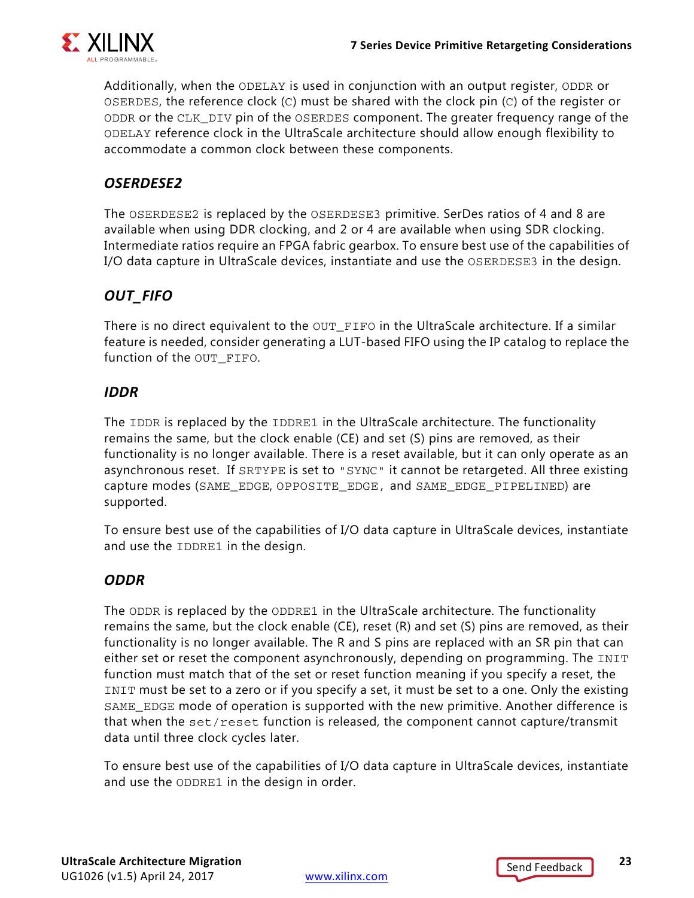Additionally, when the ODELAY is used in conjunction with an output register, ODDR or OSERDES, the reference clock (C) must be shared with the clock pin (C) of the register or ODDR or the CLK_DIV pin of the OSERDES component. The greater frequency range of the ODELAY reference clock in the UltraScale architecture should allow enough flexibility to accommodate a common clock between these components.

### *OSERDESE2*

The OSERDESE2 is replaced by the OSERDESE3 primitive. SerDes ratios of 4 and 8 are available when using DDR clocking, and 2 or 4 are available when using SDR clocking. Intermediate ratios require an FPGA fabric gearbox. To ensure best use of the capabilities of I/O data capture in UltraScale devices, instantiate and use the OSERDESE3 in the design.

### *OUT_FIFO*

There is no direct equivalent to the OUT_FIFO in the UltraScale architecture. If a similar feature is needed, consider generating a LUT-based FIFO using the IP catalog to replace the function of the OUT_FIFO.

### *IDDR*

The IDDR is replaced by the IDDRE1 in the UltraScale architecture. The functionality remains the same, but the clock enable (CE) and set (S) pins are removed, as their functionality is no longer available. There is a reset available, but it can only operate as an asynchronous reset. If SRTYPE is set to "SYNC" it cannot be retargeted. All three existing capture modes (SAME_EDGE, OPPOSITE_EDGE, and SAME_EDGE_PIPELINED) are supported.

To ensure best use of the capabilities of I/O data capture in UltraScale devices, instantiate and use the IDDRE1 in the design.

### *ODDR*

The ODDR is replaced by the ODDRE1 in the UltraScale architecture. The functionality remains the same, but the clock enable (CE), reset (R) and set (S) pins are removed, as their functionality is no longer available. The R and S pins are replaced with an SR pin that can either set or reset the component asynchronously, depending on programming. The INIT function must match that of the set or reset function meaning if you specify a reset, the INIT must be set to a zero or if you specify a set, it must be set to a one. Only the existing SAME_EDGE mode of operation is supported with the new primitive. Another difference is that when the set/reset function is released, the component cannot capture/transmit data until three clock cycles later.

To ensure best use of the capabilities of I/O data capture in UltraScale devices, instantiate and use the ODDRE1 in the design in order.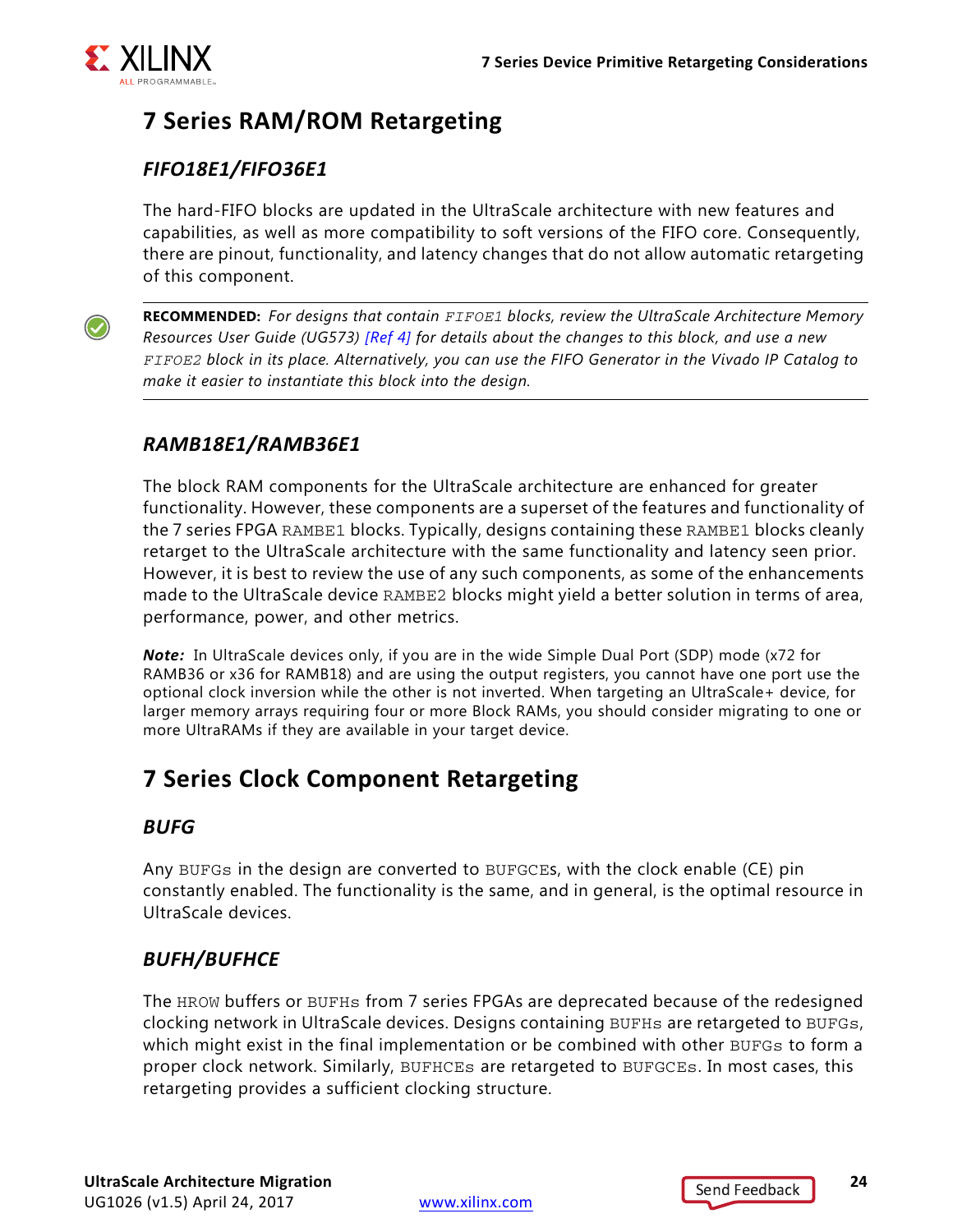## 7 Series RAM/ROM Retargeting

### *FIFO18E1/FIFO36E1*

The hard-FIFO blocks are updated in the UltraScale architecture with new features and capabilities, as well as more compatibility to soft versions of the FIFO core. Consequently, there are pinout, functionality, and latency changes that do not allow automatic retargeting of this component.

**RECOMMENDED:** *For designs that contain `FIFOE1` blocks, review the UltraScale Architecture Memory Resources User Guide (UG573) [Ref 4] for details about the changes to this block, and use a new `FIFOE2` block in its place. Alternatively, you can use the FIFO Generator in the Vivado IP Catalog to make it easier to instantiate this block into the design.*

### *RAMB18E1/RAMB36E1*

The block RAM components for the UltraScale architecture are enhanced for greater functionality. However, these components are a superset of the features and functionality of the 7 series FPGA `RAMBE1` blocks. Typically, designs containing these `RAMBE1` blocks cleanly retarget to the UltraScale architecture with the same functionality and latency seen prior. However, it is best to review the use of any such components, as some of the enhancements made to the UltraScale device `RAMBE2` blocks might yield a better solution in terms of area, performance, power, and other metrics.

***Note:*** In UltraScale devices only, if you are in the wide Simple Dual Port (SDP) mode (x72 for RAMB36 or x36 for RAMB18) and are using the output registers, you cannot have one port use the optional clock inversion while the other is not inverted. When targeting an UltraScale+ device, for larger memory arrays requiring four or more Block RAMs, you should consider migrating to one or more UltraRAMs if they are available in your target device.

## 7 Series Clock Component Retargeting

### *BUFG*

Any `BUFGs` in the design are converted to `BUFGCEs`, with the clock enable (CE) pin constantly enabled. The functionality is the same, and in general, is the optimal resource in UltraScale devices.

### *BUFH/BUFHCE*

The `HROW` buffers or `BUFHs` from 7 series FPGAs are deprecated because of the redesigned clocking network in UltraScale devices. Designs containing `BUFHs` are retargeted to `BUFGs`, which might exist in the final implementation or be combined with other `BUFGs` to form a proper clock network. Similarly, `BUFHCEs` are retargeted to `BUFGCEs`. In most cases, this retargeting provides a sufficient clocking structure.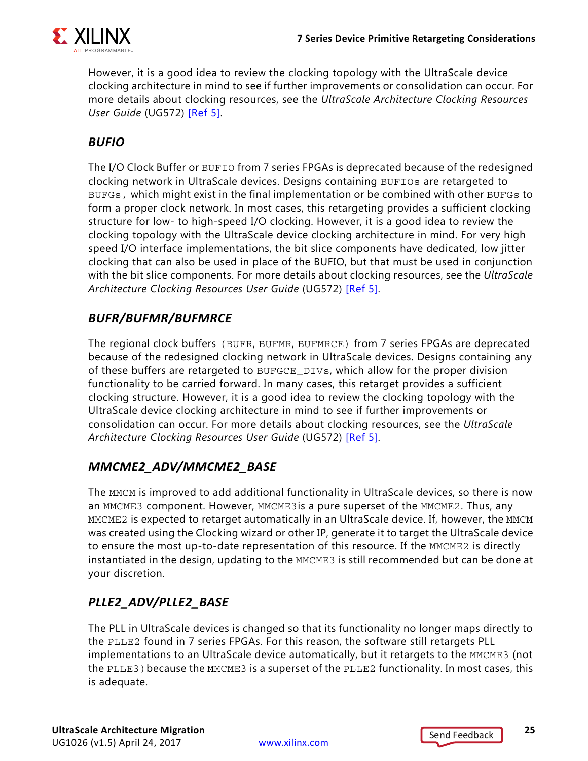However, it is a good idea to review the clocking topology with the UltraScale device clocking architecture in mind to see if further improvements or consolidation can occur. For more details about clocking resources, see the *UltraScale Architecture Clocking Resources User Guide* (UG572) [Ref 5].

### *BUFIO*

The I/O Clock Buffer or BUFIO from 7 series FPGAs is deprecated because of the redesigned clocking network in UltraScale devices. Designs containing BUFIOs are retargeted to BUFGs, which might exist in the final implementation or be combined with other BUFGs to form a proper clock network. In most cases, this retargeting provides a sufficient clocking structure for low- to high-speed I/O clocking. However, it is a good idea to review the clocking topology with the UltraScale device clocking architecture in mind. For very high speed I/O interface implementations, the bit slice components have dedicated, low jitter clocking that can also be used in place of the BUFIO, but that must be used in conjunction with the bit slice components. For more details about clocking resources, see the *UltraScale Architecture Clocking Resources User Guide* (UG572) [Ref 5].

### *BUFR/BUFMR/BUFMRCE*

The regional clock buffers (BUFR, BUFMR, BUFMRCE) from 7 series FPGAs are deprecated because of the redesigned clocking network in UltraScale devices. Designs containing any of these buffers are retargeted to BUFGCE_DIVs, which allow for the proper division functionality to be carried forward. In many cases, this retarget provides a sufficient clocking structure. However, it is a good idea to review the clocking topology with the UltraScale device clocking architecture in mind to see if further improvements or consolidation can occur. For more details about clocking resources, see the *UltraScale Architecture Clocking Resources User Guide* (UG572) [Ref 5].

### *MMCME2_ADV/MMCME2_BASE*

The MMCM is improved to add additional functionality in UltraScale devices, so there is now an MMCME3 component. However, MMCME3 is a pure superset of the MMCME2. Thus, any MMCME2 is expected to retarget automatically in an UltraScale device. If, however, the MMCM was created using the Clocking wizard or other IP, generate it to target the UltraScale device to ensure the most up-to-date representation of this resource. If the MMCME2 is directly instantiated in the design, updating to the MMCME3 is still recommended but can be done at your discretion.

### *PLLE2_ADV/PLLE2_BASE*

The PLL in UltraScale devices is changed so that its functionality no longer maps directly to the PLLE2 found in 7 series FPGAs. For this reason, the software still retargets PLL implementations to an UltraScale device automatically, but it retargets to the MMCME3 (not the PLLE3) because the MMCME3 is a superset of the PLLE2 functionality. In most cases, this is adequate.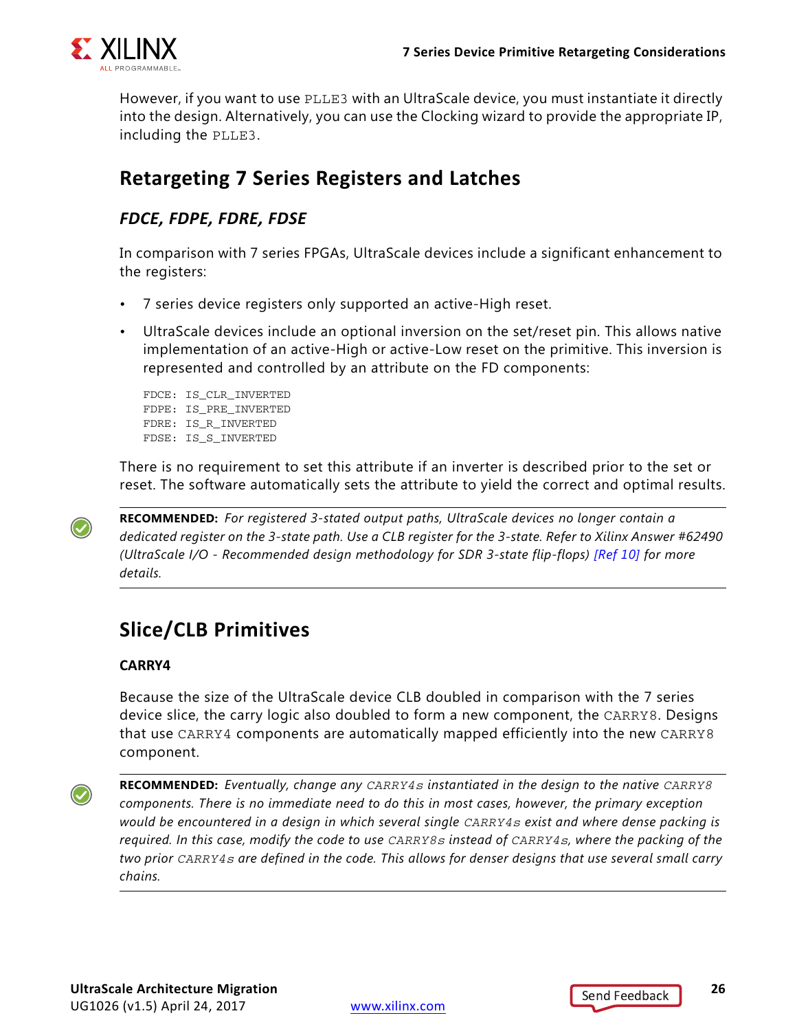However, if you want to use PLLE3 with an UltraScale device, you must instantiate it directly into the design. Alternatively, you can use the Clocking wizard to provide the appropriate IP, including the PLLE3.

## Retargeting 7 Series Registers and Latches

### *FDCE, FDPE, FDRE, FDSE*

In comparison with 7 series FPGAs, UltraScale devices include a significant enhancement to the registers:

- 7 series device registers only supported an active-High reset.
- UltraScale devices include an optional inversion on the set/reset pin. This allows native implementation of an active-High or active-Low reset on the primitive. This inversion is represented and controlled by an attribute on the FD components:

```
FDCE: IS_CLR_INVERTED
FDPE: IS_PRE_INVERTED
FDRE: IS_R_INVERTED
FDSE: IS_S_INVERTED
```

There is no requirement to set this attribute if an inverter is described prior to the set or reset. The software automatically sets the attribute to yield the correct and optimal results.

**RECOMMENDED:** *For registered 3-stated output paths, UltraScale devices no longer contain a dedicated register on the 3-state path. Use a CLB register for the 3-state. Refer to Xilinx Answer #62490 (UltraScale I/O - Recommended design methodology for SDR 3-state flip-flops) [Ref 10] for more details.*

## Slice/CLB Primitives

#### CARRY4

Because the size of the UltraScale device CLB doubled in comparison with the 7 series device slice, the carry logic also doubled to form a new component, the CARRY8. Designs that use CARRY4 components are automatically mapped efficiently into the new CARRY8 component.

**RECOMMENDED:** *Eventually, change any CARRY4s instantiated in the design to the native CARRY8 components. There is no immediate need to do this in most cases, however, the primary exception would be encountered in a design in which several single CARRY4s exist and where dense packing is required. In this case, modify the code to use CARRY8s instead of CARRY4s, where the packing of the two prior CARRY4s are defined in the code. This allows for denser designs that use several small carry chains.*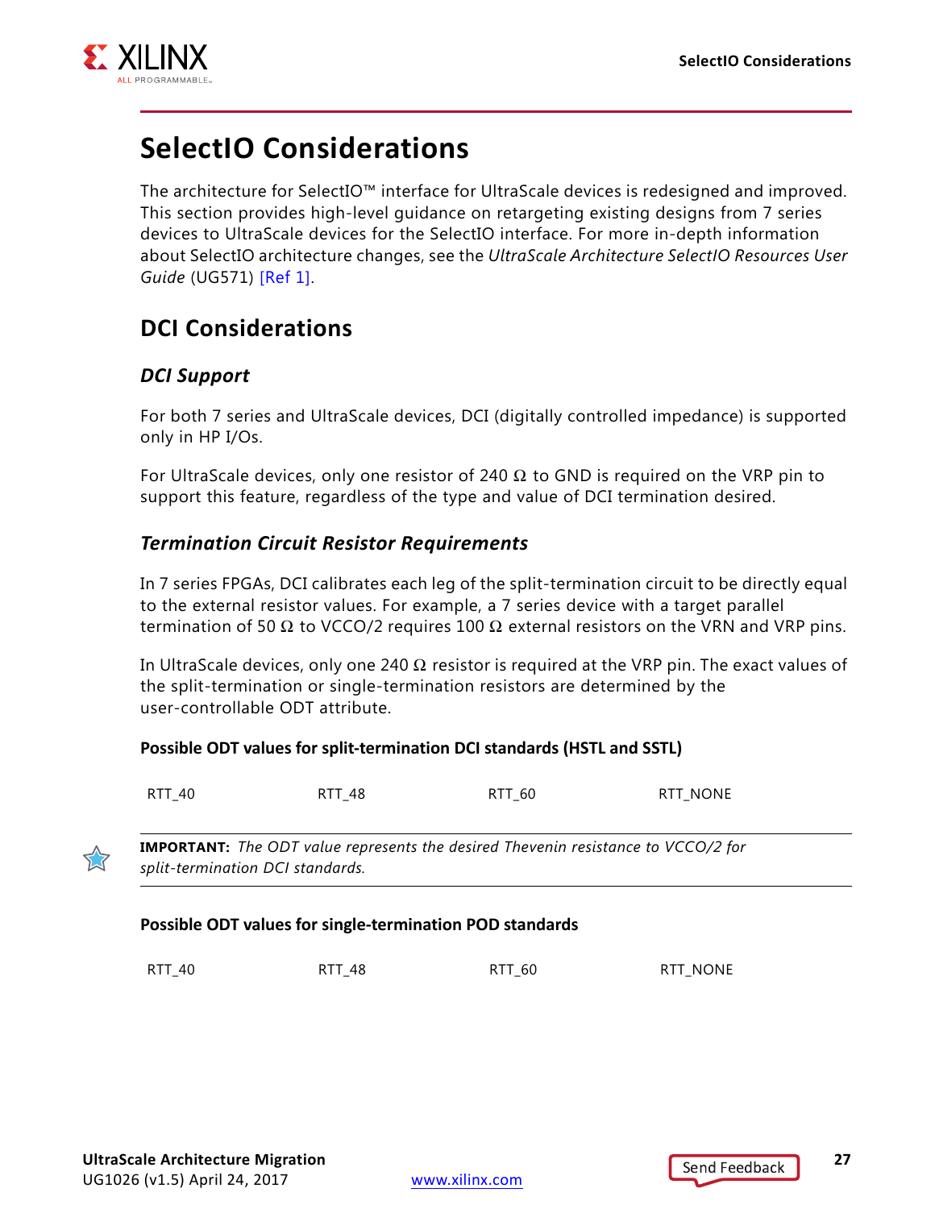# SelectIO Considerations

The architecture for SelectIO™ interface for UltraScale devices is redesigned and improved. This section provides high-level guidance on retargeting existing designs from 7 series devices to UltraScale devices for the SelectIO interface. For more in-depth information about SelectIO architecture changes, see the *UltraScale Architecture SelectIO Resources User Guide* (UG571) [Ref 1].

## DCI Considerations

### *DCI Support*

For both 7 series and UltraScale devices, DCI (digitally controlled impedance) is supported only in HP I/Os.

For UltraScale devices, only one resistor of 240 Ω to GND is required on the VRP pin to support this feature, regardless of the type and value of DCI termination desired.

### *Termination Circuit Resistor Requirements*

In 7 series FPGAs, DCI calibrates each leg of the split-termination circuit to be directly equal to the external resistor values. For example, a 7 series device with a target parallel termination of 50 Ω to VCCO/2 requires 100 Ω external resistors on the VRN and VRP pins.

In UltraScale devices, only one 240 Ω resistor is required at the VRP pin. The exact values of the split-termination or single-termination resistors are determined by the user-controllable ODT attribute.

**Possible ODT values for split-termination DCI standards (HSTL and SSTL)**

RTT_40 RTT_48 RTT_60 RTT_NONE

> **IMPORTANT:** *The ODT value represents the desired Thevenin resistance to VCCO/2 for split-termination DCI standards.*

**Possible ODT values for single-termination POD standards**

RTT_40 RTT_48 RTT_60 RTT_NONE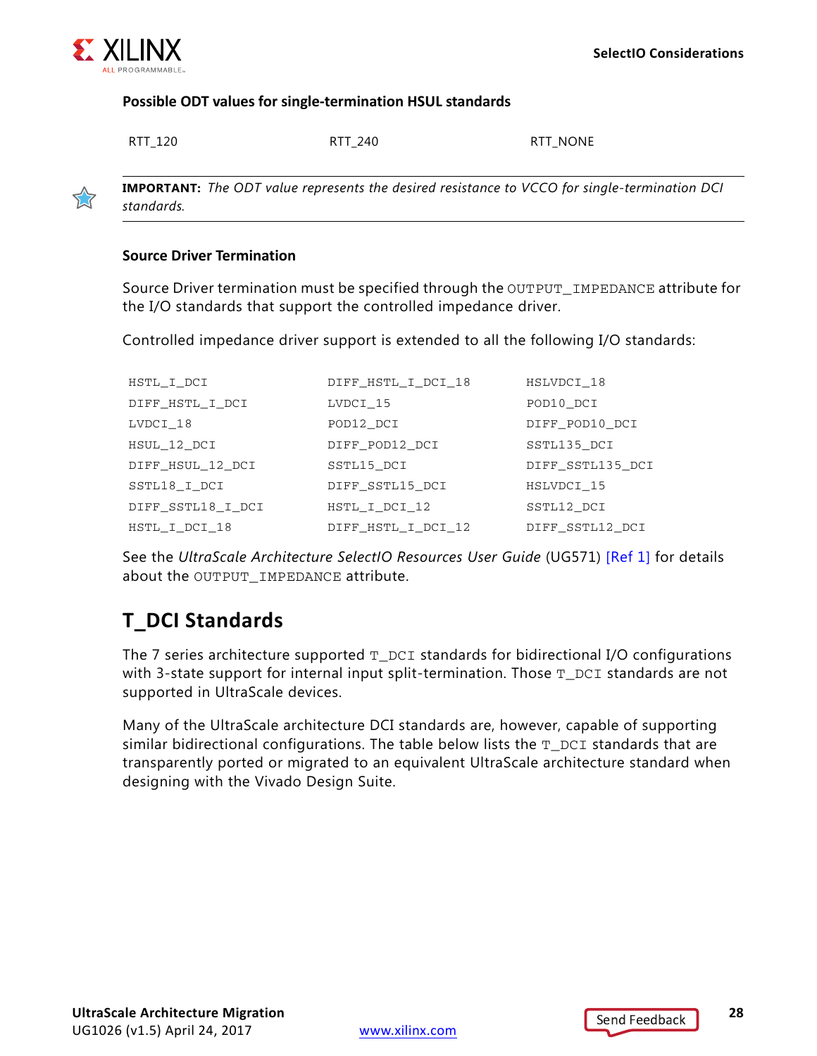**Possible ODT values for single-termination HSUL standards**

| | | |
|---|---|---|
| RTT_120 | RTT_240 | RTT_NONE |

**IMPORTANT:** *The ODT value represents the desired resistance to VCCO for single-termination DCI standards.*

### Source Driver Termination

Source Driver termination must be specified through the `OUTPUT_IMPEDANCE` attribute for the I/O standards that support the controlled impedance driver.

Controlled impedance driver support is extended to all the following I/O standards:

| | | |
|---|---|---|
| HSTL_I_DCI | DIFF_HSTL_I_DCI_18 | HSLVDCI_18 |
| DIFF_HSTL_I_DCI | LVDCI_15 | POD10_DCI |
| LVDCI_18 | POD12_DCI | DIFF_POD10_DCI |
| HSUL_12_DCI | DIFF_POD12_DCI | SSTL135_DCI |
| DIFF_HSUL_12_DCI | SSTL15_DCI | DIFF_SSTL135_DCI |
| SSTL18_I_DCI | DIFF_SSTL15_DCI | HSLVDCI_15 |
| DIFF_SSTL18_I_DCI | HSTL_I_DCI_12 | SSTL12_DCI |
| HSTL_I_DCI_18 | DIFF_HSTL_I_DCI_12 | DIFF_SSTL12_DCI |

See the *UltraScale Architecture SelectIO Resources User Guide* (UG571) [Ref 1] for details about the `OUTPUT_IMPEDANCE` attribute.

## T_DCI Standards

The 7 series architecture supported `T_DCI` standards for bidirectional I/O configurations with 3-state support for internal input split-termination. Those `T_DCI` standards are not supported in UltraScale devices.

Many of the UltraScale architecture DCI standards are, however, capable of supporting similar bidirectional configurations. The table below lists the `T_DCI` standards that are transparently ported or migrated to an equivalent UltraScale architecture standard when designing with the Vivado Design Suite.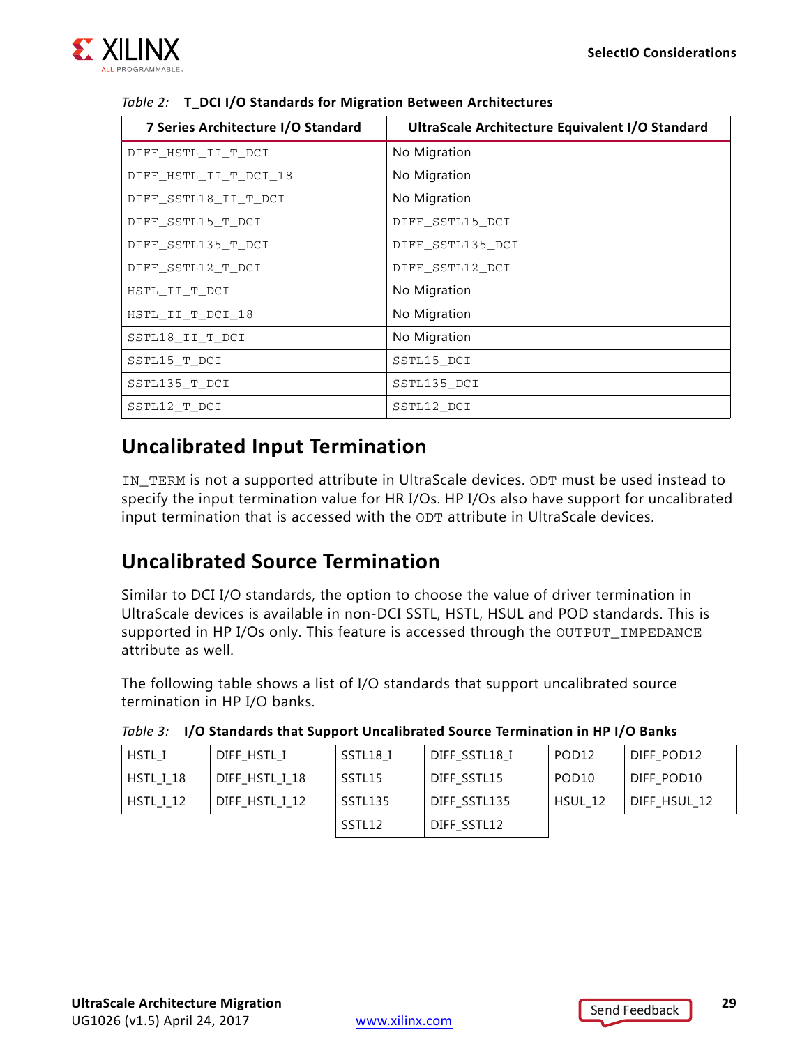*Table 2:* **T_DCI I/O Standards for Migration Between Architectures**

| 7 Series Architecture I/O Standard | UltraScale Architecture Equivalent I/O Standard |
|---|---|
| DIFF_HSTL_II_T_DCI | No Migration |
| DIFF_HSTL_II_T_DCI_18 | No Migration |
| DIFF_SSTL18_II_T_DCI | No Migration |
| DIFF_SSTL15_T_DCI | DIFF_SSTL15_DCI |
| DIFF_SSTL135_T_DCI | DIFF_SSTL135_DCI |
| DIFF_SSTL12_T_DCI | DIFF_SSTL12_DCI |
| HSTL_II_T_DCI | No Migration |
| HSTL_II_T_DCI_18 | No Migration |
| SSTL18_II_T_DCI | No Migration |
| SSTL15_T_DCI | SSTL15_DCI |
| SSTL135_T_DCI | SSTL135_DCI |
| SSTL12_T_DCI | SSTL12_DCI |

## Uncalibrated Input Termination

IN_TERM is not a supported attribute in UltraScale devices. ODT must be used instead to specify the input termination value for HR I/Os. HP I/Os also have support for uncalibrated input termination that is accessed with the ODT attribute in UltraScale devices.

## Uncalibrated Source Termination

Similar to DCI I/O standards, the option to choose the value of driver termination in UltraScale devices is available in non-DCI SSTL, HSTL, HSUL and POD standards. This is supported in HP I/Os only. This feature is accessed through the OUTPUT_IMPEDANCE attribute as well.

The following table shows a list of I/O standards that support uncalibrated source termination in HP I/O banks.

*Table 3:* **I/O Standards that Support Uncalibrated Source Termination in HP I/O Banks**

| | | | | | |
|---|---|---|---|---|---|
| HSTL_I | DIFF_HSTL_I | SSTL18_I | DIFF_SSTL18_I | POD12 | DIFF_POD12 |
| HSTL_I_18 | DIFF_HSTL_I_18 | SSTL15 | DIFF_SSTL15 | POD10 | DIFF_POD10 |
| HSTL_I_12 | DIFF_HSTL_I_12 | SSTL135 | DIFF_SSTL135 | HSUL_12 | DIFF_HSUL_12 |
| | | SSTL12 | DIFF_SSTL12 | | |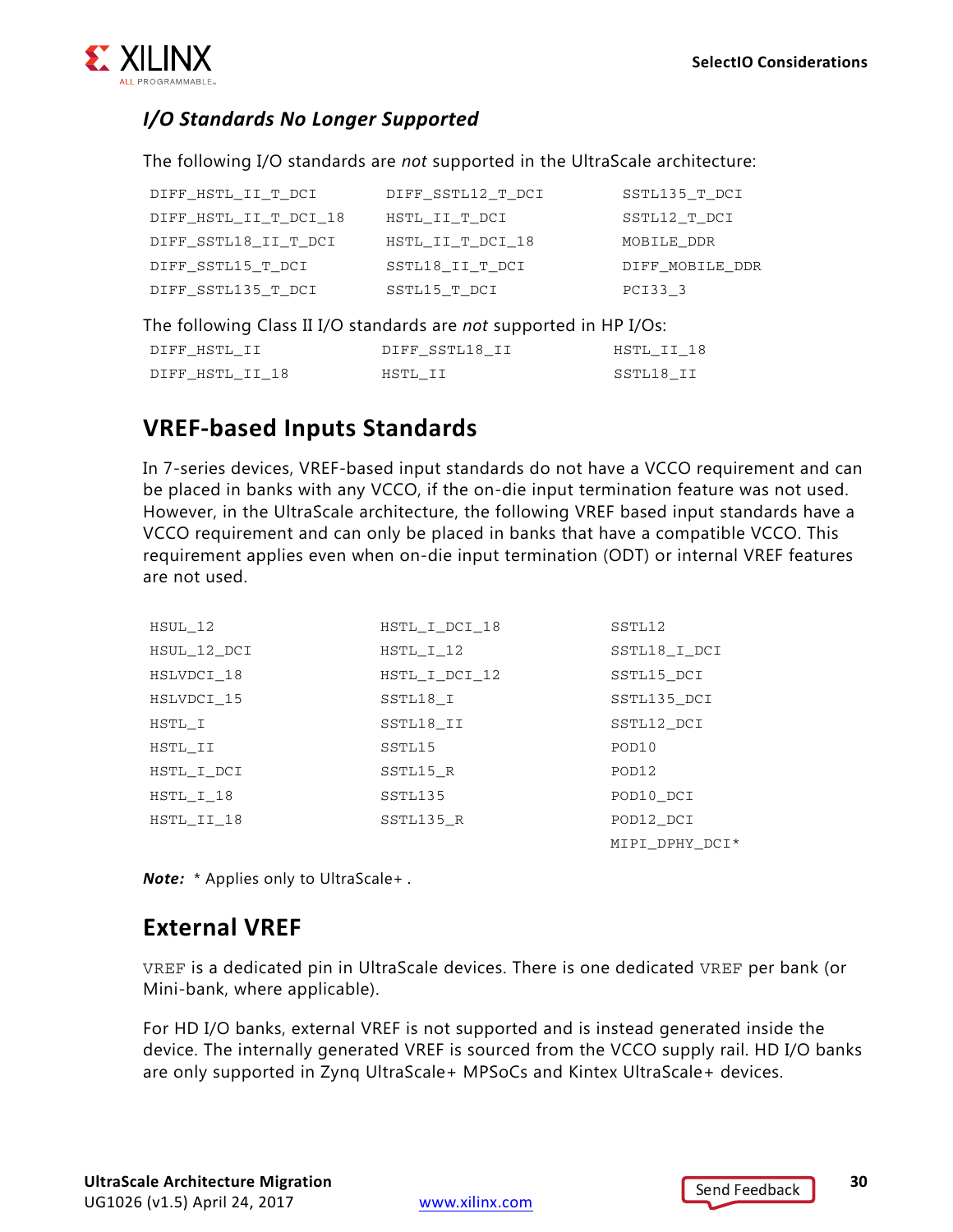### *I/O Standards No Longer Supported*

The following I/O standards are *not* supported in the UltraScale architecture:

| | | |
|---|---|---|
| DIFF_HSTL_II_T_DCI | DIFF_SSTL12_T_DCI | SSTL135_T_DCI |
| DIFF_HSTL_II_T_DCI_18 | HSTL_II_T_DCI | SSTL12_T_DCI |
| DIFF_SSTL18_II_T_DCI | HSTL_II_T_DCI_18 | MOBILE_DDR |
| DIFF_SSTL15_T_DCI | SSTL18_II_T_DCI | DIFF_MOBILE_DDR |
| DIFF_SSTL135_T_DCI | SSTL15_T_DCI | PCI33_3 |

The following Class II I/O standards are *not* supported in HP I/Os:

| | | |
|---|---|---|
| DIFF_HSTL_II | DIFF_SSTL18_II | HSTL_II_18 |
| DIFF_HSTL_II_18 | HSTL_II | SSTL18_II |

## VREF-based Inputs Standards

In 7-series devices, VREF-based input standards do not have a VCCO requirement and can be placed in banks with any VCCO, if the on-die input termination feature was not used. However, in the UltraScale architecture, the following VREF based input standards have a VCCO requirement and can only be placed in banks that have a compatible VCCO. This requirement applies even when on-die input termination (ODT) or internal VREF features are not used.

| | | |
|---|---|---|
| HSUL_12 | HSTL_I_DCI_18 | SSTL12 |
| HSUL_12_DCI | HSTL_I_12 | SSTL18_I_DCI |
| HSLVDCI_18 | HSTL_I_DCI_12 | SSTL15_DCI |
| HSLVDCI_15 | SSTL18_I | SSTL135_DCI |
| HSTL_I | SSTL18_II | SSTL12_DCI |
| HSTL_II | SSTL15 | POD10 |
| HSTL_I_DCI | SSTL15_R | POD12 |
| HSTL_I_18 | SSTL135 | POD10_DCI |
| HSTL_II_18 | SSTL135_R | POD12_DCI |
| | | MIPI_DPHY_DCI* |

***Note:*** * Applies only to UltraScale+ .

## External VREF

VREF is a dedicated pin in UltraScale devices. There is one dedicated VREF per bank (or Mini-bank, where applicable).

For HD I/O banks, external VREF is not supported and is instead generated inside the device. The internally generated VREF is sourced from the VCCO supply rail. HD I/O banks are only supported in Zynq UltraScale+ MPSoCs and Kintex UltraScale+ devices.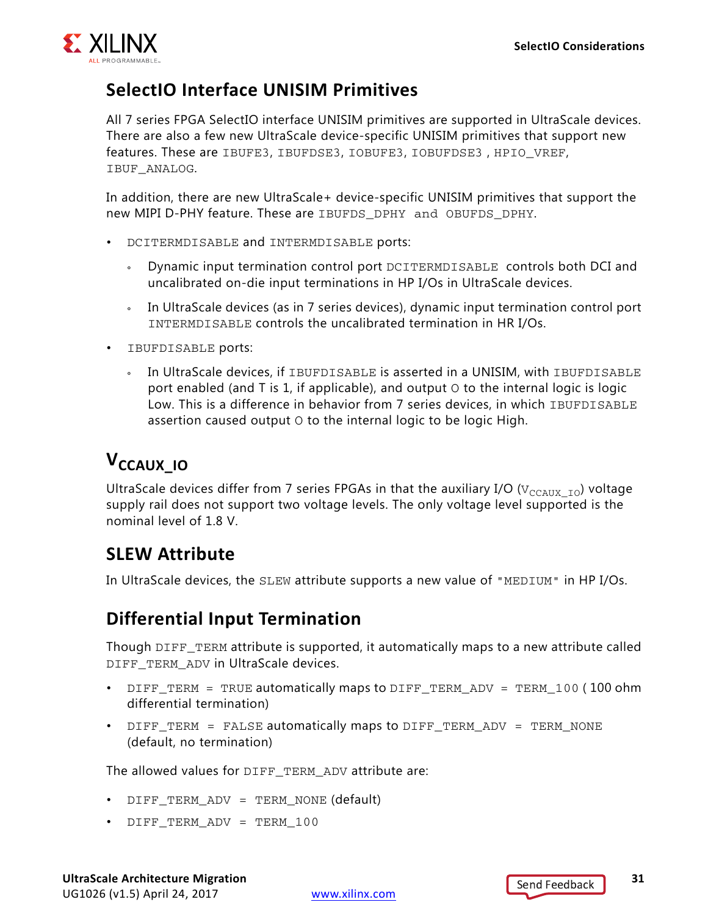## SelectIO Interface UNISIM Primitives

All 7 series FPGA SelectIO interface UNISIM primitives are supported in UltraScale devices. There are also a few new UltraScale device-specific UNISIM primitives that support new features. These are `IBUFE3`, `IBUFDSE3`, `IOBUFE3`, `IOBUFDSE3` , `HPIO_VREF`, `IBUF_ANALOG`.

In addition, there are new UltraScale+ device-specific UNISIM primitives that support the new MIPI D-PHY feature. These are `IBUFDS_DPHY and OBUFDS_DPHY`.

- `DCITERMDISABLE` and `INTERMDISABLE` ports:
  - Dynamic input termination control port `DCITERMDISABLE` controls both DCI and uncalibrated on-die input terminations in HP I/Os in UltraScale devices.
  - In UltraScale devices (as in 7 series devices), dynamic input termination control port `INTERMDISABLE` controls the uncalibrated termination in HR I/Os.
- `IBUFDISABLE` ports:
  - In UltraScale devices, if `IBUFDISABLE` is asserted in a UNISIM, with `IBUFDISABLE` port enabled (and T is 1, if applicable), and output `O` to the internal logic is logic Low. This is a difference in behavior from 7 series devices, in which `IBUFDISABLE` assertion caused output `O` to the internal logic to be logic High.

## $V_{CCAUX\_IO}$

UltraScale devices differ from 7 series FPGAs in that the auxiliary I/O ($V_{CCAUX\_IO}$) voltage supply rail does not support two voltage levels. The only voltage level supported is the nominal level of 1.8 V.

## SLEW Attribute

In UltraScale devices, the `SLEW` attribute supports a new value of `"MEDIUM"` in HP I/Os.

## Differential Input Termination

Though `DIFF_TERM` attribute is supported, it automatically maps to a new attribute called `DIFF_TERM_ADV` in UltraScale devices.

- `DIFF_TERM = TRUE` automatically maps to `DIFF_TERM_ADV = TERM_100` ( 100 ohm differential termination)
- `DIFF_TERM = FALSE` automatically maps to `DIFF_TERM_ADV = TERM_NONE` (default, no termination)

The allowed values for `DIFF_TERM_ADV` attribute are:

- `DIFF_TERM_ADV = TERM_NONE` (default)
- `DIFF_TERM_ADV = TERM_100`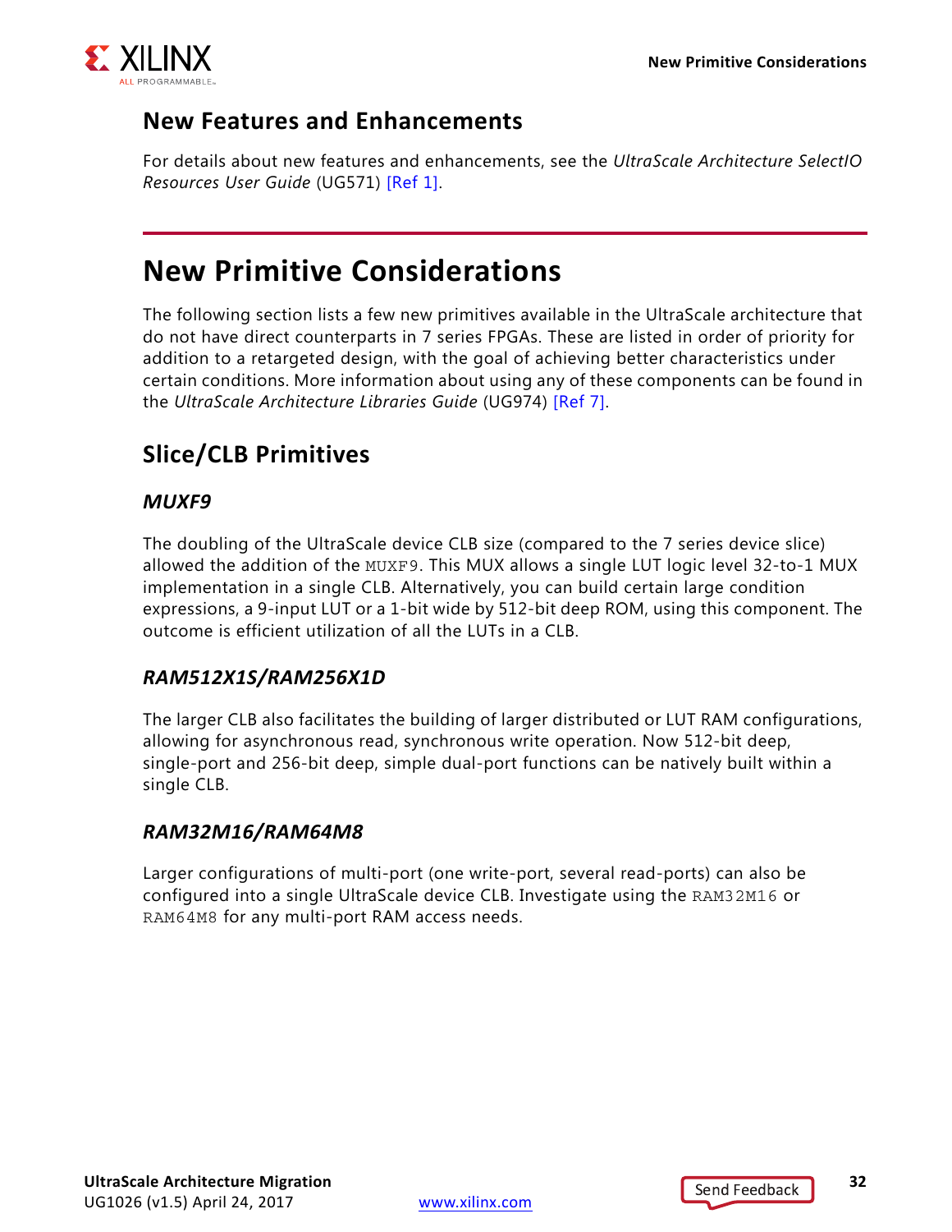## New Features and Enhancements

For details about new features and enhancements, see the *UltraScale Architecture SelectIO Resources User Guide* (UG571) [Ref 1].

# New Primitive Considerations

The following section lists a few new primitives available in the UltraScale architecture that do not have direct counterparts in 7 series FPGAs. These are listed in order of priority for addition to a retargeted design, with the goal of achieving better characteristics under certain conditions. More information about using any of these components can be found in the *UltraScale Architecture Libraries Guide* (UG974) [Ref 7].

## Slice/CLB Primitives

### *MUXF9*

The doubling of the UltraScale device CLB size (compared to the 7 series device slice) allowed the addition of the `MUXF9`. This MUX allows a single LUT logic level 32-to-1 MUX implementation in a single CLB. Alternatively, you can build certain large condition expressions, a 9-input LUT or a 1-bit wide by 512-bit deep ROM, using this component. The outcome is efficient utilization of all the LUTs in a CLB.

### *RAM512X1S/RAM256X1D*

The larger CLB also facilitates the building of larger distributed or LUT RAM configurations, allowing for asynchronous read, synchronous write operation. Now 512-bit deep, single-port and 256-bit deep, simple dual-port functions can be natively built within a single CLB.

### *RAM32M16/RAM64M8*

Larger configurations of multi-port (one write-port, several read-ports) can also be configured into a single UltraScale device CLB. Investigate using the `RAM32M16` or `RAM64M8` for any multi-port RAM access needs.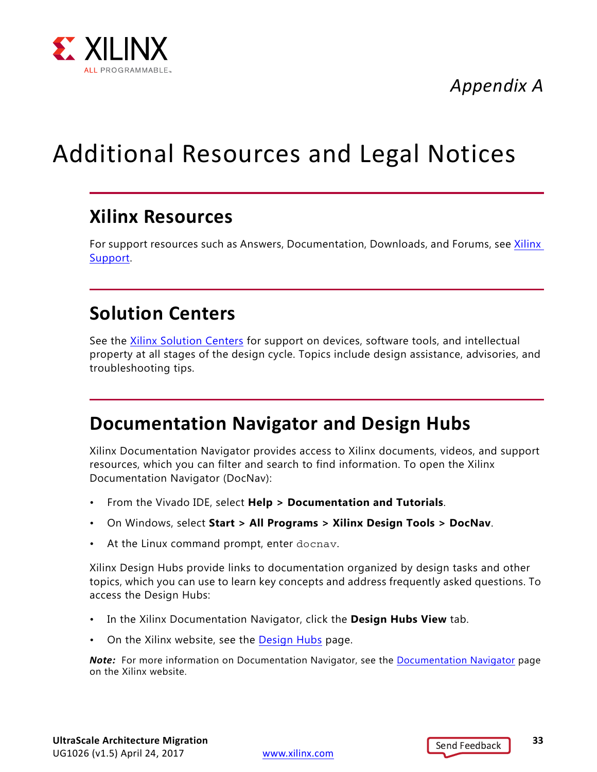*Appendix A*

# Additional Resources and Legal Notices

## Xilinx Resources

For support resources such as Answers, Documentation, Downloads, and Forums, see Xilinx Support.

## Solution Centers

See the Xilinx Solution Centers for support on devices, software tools, and intellectual property at all stages of the design cycle. Topics include design assistance, advisories, and troubleshooting tips.

## Documentation Navigator and Design Hubs

Xilinx Documentation Navigator provides access to Xilinx documents, videos, and support resources, which you can filter and search to find information. To open the Xilinx Documentation Navigator (DocNav):

- From the Vivado IDE, select **Help > Documentation and Tutorials**.
- On Windows, select **Start > All Programs > Xilinx Design Tools > DocNav**.
- At the Linux command prompt, enter `docnav`.

Xilinx Design Hubs provide links to documentation organized by design tasks and other topics, which you can use to learn key concepts and address frequently asked questions. To access the Design Hubs:

- In the Xilinx Documentation Navigator, click the **Design Hubs View** tab.
- On the Xilinx website, see the Design Hubs page.

***Note:*** For more information on Documentation Navigator, see the Documentation Navigator page on the Xilinx website.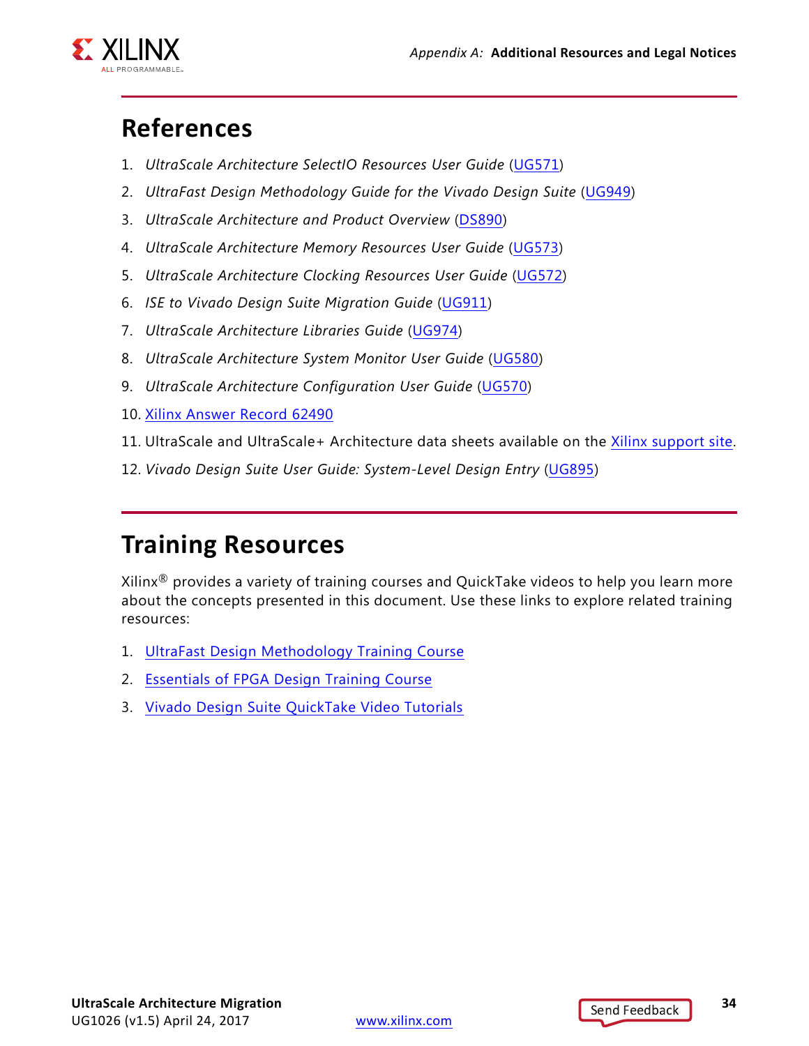## References

1. *UltraScale Architecture SelectIO Resources User Guide* (UG571)
2. *UltraFast Design Methodology Guide for the Vivado Design Suite* (UG949)
3. *UltraScale Architecture and Product Overview* (DS890)
4. *UltraScale Architecture Memory Resources User Guide* (UG573)
5. *UltraScale Architecture Clocking Resources User Guide* (UG572)
6. *ISE to Vivado Design Suite Migration Guide* (UG911)
7. *UltraScale Architecture Libraries Guide* (UG974)
8. *UltraScale Architecture System Monitor User Guide* (UG580)
9. *UltraScale Architecture Configuration User Guide* (UG570)
10. Xilinx Answer Record 62490
11. UltraScale and UltraScale+ Architecture data sheets available on the Xilinx support site.
12. *Vivado Design Suite User Guide: System-Level Design Entry* (UG895)

## Training Resources

Xilinx® provides a variety of training courses and QuickTake videos to help you learn more about the concepts presented in this document. Use these links to explore related training resources:

1. UltraFast Design Methodology Training Course
2. Essentials of FPGA Design Training Course
3. Vivado Design Suite QuickTake Video Tutorials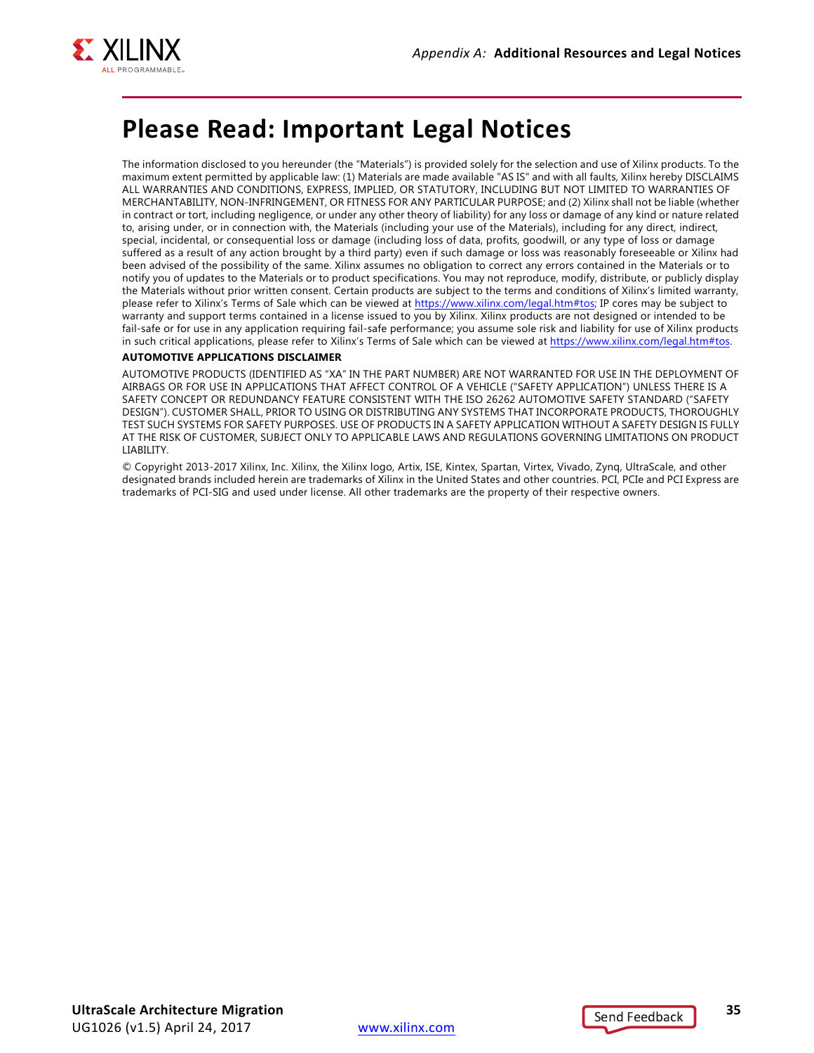# Please Read: Important Legal Notices

The information disclosed to you hereunder (the "Materials") is provided solely for the selection and use of Xilinx products. To the maximum extent permitted by applicable law: (1) Materials are made available "AS IS" and with all faults, Xilinx hereby DISCLAIMS ALL WARRANTIES AND CONDITIONS, EXPRESS, IMPLIED, OR STATUTORY, INCLUDING BUT NOT LIMITED TO WARRANTIES OF MERCHANTABILITY, NON-INFRINGEMENT, OR FITNESS FOR ANY PARTICULAR PURPOSE; and (2) Xilinx shall not be liable (whether in contract or tort, including negligence, or under any other theory of liability) for any loss or damage of any kind or nature related to, arising under, or in connection with, the Materials (including your use of the Materials), including for any direct, indirect, special, incidental, or consequential loss or damage (including loss of data, profits, goodwill, or any type of loss or damage suffered as a result of any action brought by a third party) even if such damage or loss was reasonably foreseeable or Xilinx had been advised of the possibility of the same. Xilinx assumes no obligation to correct any errors contained in the Materials or to notify you of updates to the Materials or to product specifications. You may not reproduce, modify, distribute, or publicly display the Materials without prior written consent. Certain products are subject to the terms and conditions of Xilinx's limited warranty, please refer to Xilinx's Terms of Sale which can be viewed at https://www.xilinx.com/legal.htm#tos; IP cores may be subject to warranty and support terms contained in a license issued to you by Xilinx. Xilinx products are not designed or intended to be fail-safe or for use in any application requiring fail-safe performance; you assume sole risk and liability for use of Xilinx products in such critical applications, please refer to Xilinx's Terms of Sale which can be viewed at https://www.xilinx.com/legal.htm#tos.

**AUTOMOTIVE APPLICATIONS DISCLAIMER**

AUTOMOTIVE PRODUCTS (IDENTIFIED AS "XA" IN THE PART NUMBER) ARE NOT WARRANTED FOR USE IN THE DEPLOYMENT OF AIRBAGS OR FOR USE IN APPLICATIONS THAT AFFECT CONTROL OF A VEHICLE ("SAFETY APPLICATION") UNLESS THERE IS A SAFETY CONCEPT OR REDUNDANCY FEATURE CONSISTENT WITH THE ISO 26262 AUTOMOTIVE SAFETY STANDARD ("SAFETY DESIGN"). CUSTOMER SHALL, PRIOR TO USING OR DISTRIBUTING ANY SYSTEMS THAT INCORPORATE PRODUCTS, THOROUGHLY TEST SUCH SYSTEMS FOR SAFETY PURPOSES. USE OF PRODUCTS IN A SAFETY APPLICATION WITHOUT A SAFETY DESIGN IS FULLY AT THE RISK OF CUSTOMER, SUBJECT ONLY TO APPLICABLE LAWS AND REGULATIONS GOVERNING LIMITATIONS ON PRODUCT LIABILITY.

© Copyright 2013-2017 Xilinx, Inc. Xilinx, the Xilinx logo, Artix, ISE, Kintex, Spartan, Virtex, Vivado, Zynq, UltraScale, and other designated brands included herein are trademarks of Xilinx in the United States and other countries. PCI, PCIe and PCI Express are trademarks of PCI-SIG and used under license. All other trademarks are the property of their respective owners.